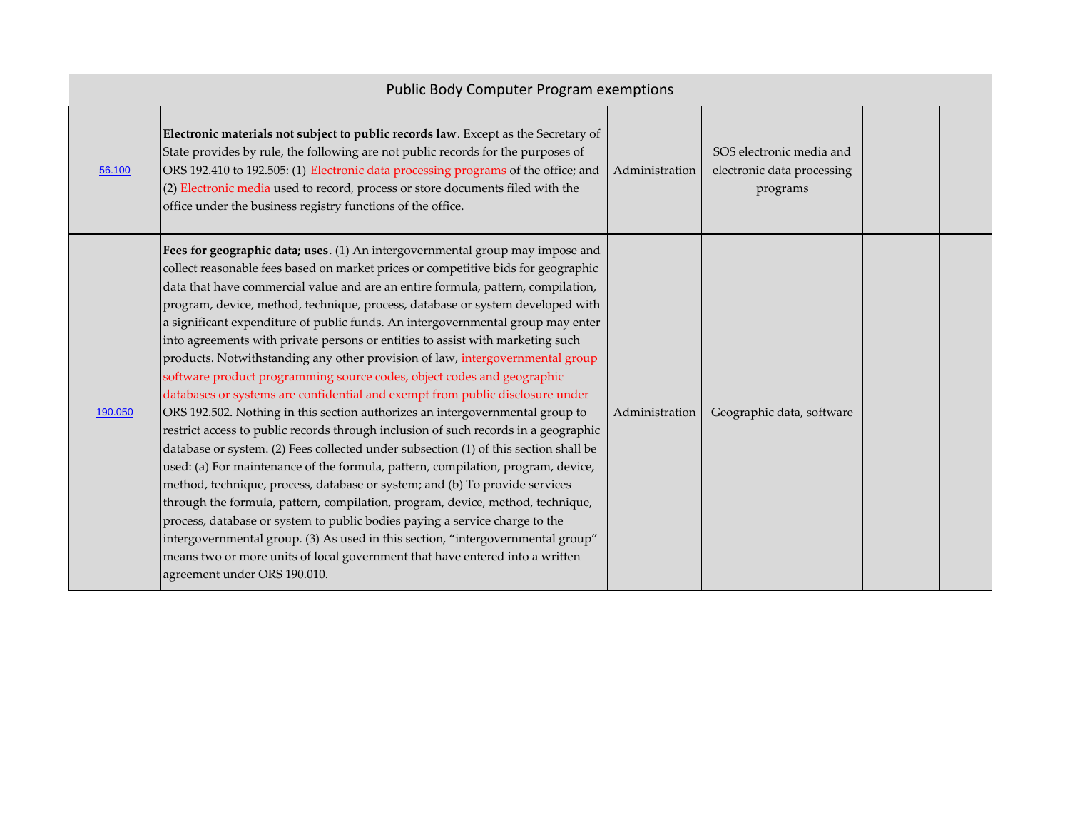# Public Body Computer Program exemptions

| | | | | | |
|---|---|---|---|---|---|
| 56.100 | **Electronic materials not subject to public records law**. Except as the Secretary of State provides by rule, the following are not public records for the purposes of ORS 192.410 to 192.505: (1) Electronic data processing programs of the office; and (2) Electronic media used to record, process or store documents filed with the office under the business registry functions of the office. | Administration | SOS electronic media and electronic data processing programs | | |
| 190.050 | **Fees for geographic data; uses**. (1) An intergovernmental group may impose and collect reasonable fees based on market prices or competitive bids for geographic data that have commercial value and are an entire formula, pattern, compilation, program, device, method, technique, process, database or system developed with a significant expenditure of public funds. An intergovernmental group may enter into agreements with private persons or entities to assist with marketing such products. Notwithstanding any other provision of law, intergovernmental group software product programming source codes, object codes and geographic databases or systems are confidential and exempt from public disclosure under ORS 192.502. Nothing in this section authorizes an intergovernmental group to restrict access to public records through inclusion of such records in a geographic database or system. (2) Fees collected under subsection (1) of this section shall be used: (a) For maintenance of the formula, pattern, compilation, program, device, method, technique, process, database or system; and (b) To provide services through the formula, pattern, compilation, program, device, method, technique, process, database or system to public bodies paying a service charge to the intergovernmental group. (3) As used in this section, "intergovernmental group" means two or more units of local government that have entered into a written agreement under ORS 190.010. | Administration | Geographic data, software | | |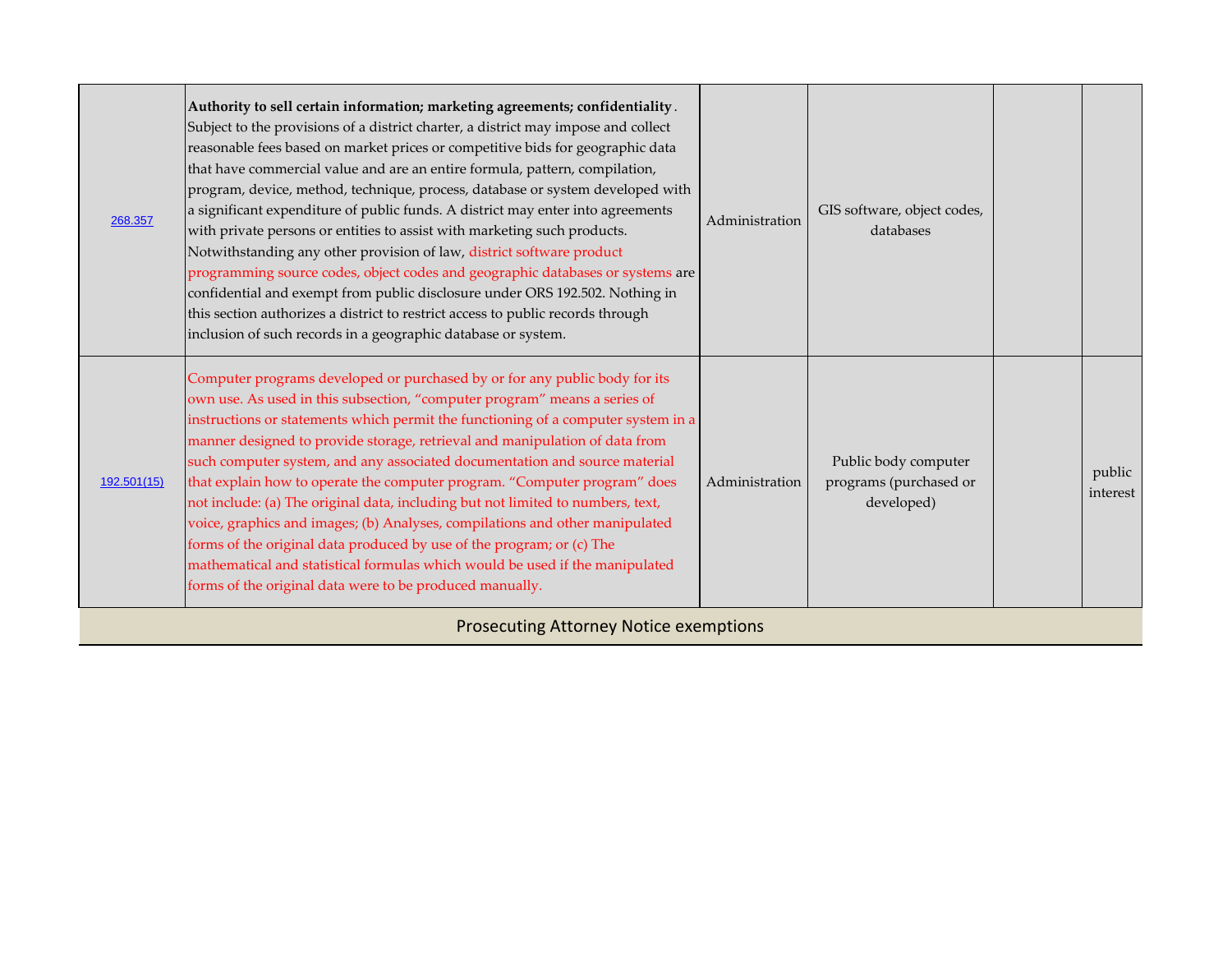| | | | | | |
|---|---|---|---|---|---|
| 268.357 | **Authority to sell certain information; marketing agreements; confidentiality**. Subject to the provisions of a district charter, a district may impose and collect reasonable fees based on market prices or competitive bids for geographic data that have commercial value and are an entire formula, pattern, compilation, program, device, method, technique, process, database or system developed with a significant expenditure of public funds. A district may enter into agreements with private persons or entities to assist with marketing such products. Notwithstanding any other provision of law, district software product programming source codes, object codes and geographic databases or systems are confidential and exempt from public disclosure under ORS 192.502. Nothing in this section authorizes a district to restrict access to public records through inclusion of such records in a geographic database or system. | Administration | GIS software, object codes, databases | | |
| 192.501(15) | Computer programs developed or purchased by or for any public body for its own use. As used in this subsection, "computer program" means a series of instructions or statements which permit the functioning of a computer system in a manner designed to provide storage, retrieval and manipulation of data from such computer system, and any associated documentation and source material that explain how to operate the computer program. "Computer program" does not include: (a) The original data, including but not limited to numbers, text, voice, graphics and images; (b) Analyses, compilations and other manipulated forms of the original data produced by use of the program; or (c) The mathematical and statistical formulas which would be used if the manipulated forms of the original data were to be produced manually. | Administration | Public body computer programs (purchased or developed) | | public interest |

Prosecuting Attorney Notice exemptions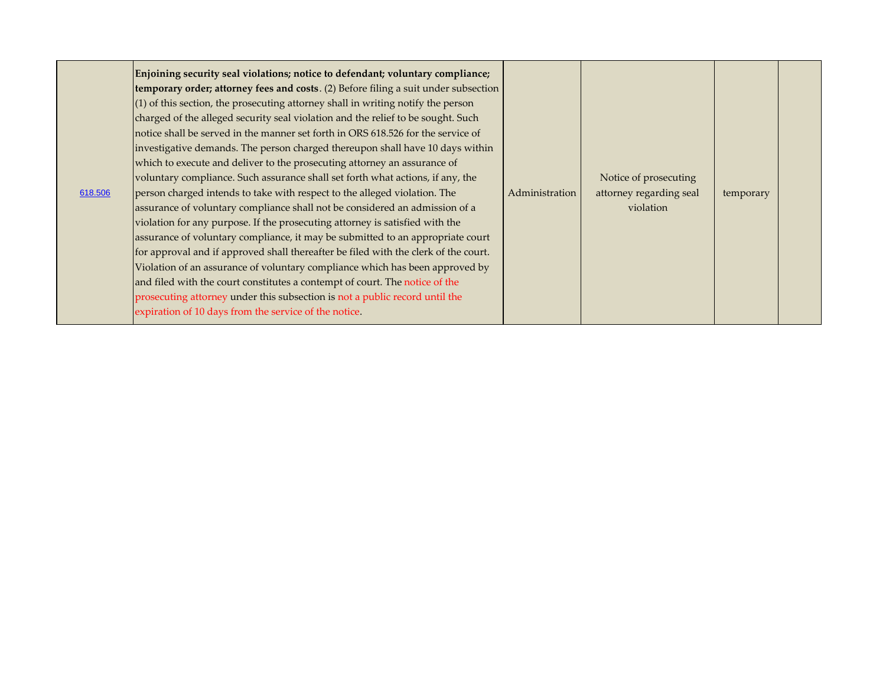| | | | | | |
|---|---|---|---|---|---|
| 618.506 | **Enjoining security seal violations; notice to defendant; voluntary compliance; temporary order; attorney fees and costs**. (2) Before filing a suit under subsection (1) of this section, the prosecuting attorney shall in writing notify the person charged of the alleged security seal violation and the relief to be sought. Such notice shall be served in the manner set forth in ORS 618.526 for the service of investigative demands. The person charged thereupon shall have 10 days within which to execute and deliver to the prosecuting attorney an assurance of voluntary compliance. Such assurance shall set forth what actions, if any, the person charged intends to take with respect to the alleged violation. The assurance of voluntary compliance shall not be considered an admission of a violation for any purpose. If the prosecuting attorney is satisfied with the assurance of voluntary compliance, it may be submitted to an appropriate court for approval and if approved shall thereafter be filed with the clerk of the court. Violation of an assurance of voluntary compliance which has been approved by and filed with the court constitutes a contempt of court. The notice of the prosecuting attorney under this subsection is not a public record until the expiration of 10 days from the service of the notice. | Administration | Notice of prosecuting attorney regarding seal violation | temporary | |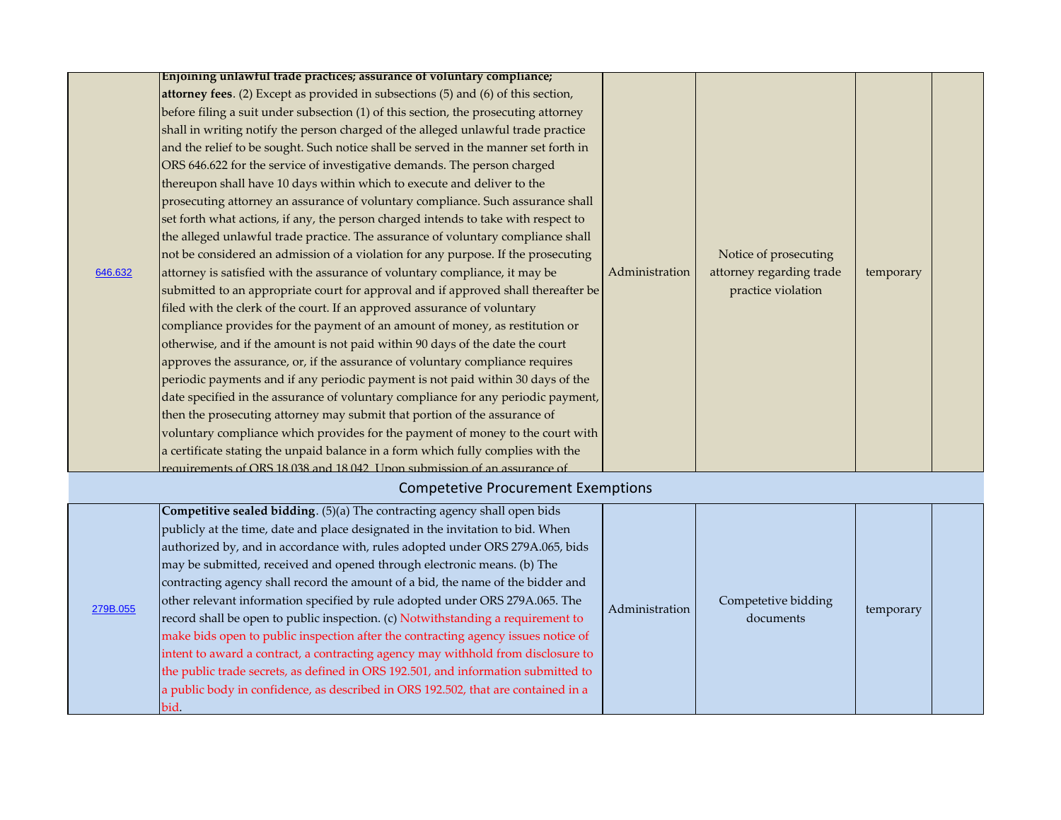| | | | | | |
|---|---|---|---|---|---|
| 646.632 | **Enjoining unlawful trade practices; assurance of voluntary compliance; attorney fees**. (2) Except as provided in subsections (5) and (6) of this section, before filing a suit under subsection (1) of this section, the prosecuting attorney shall in writing notify the person charged of the alleged unlawful trade practice and the relief to be sought. Such notice shall be served in the manner set forth in ORS 646.622 for the service of investigative demands. The person charged thereupon shall have 10 days within which to execute and deliver to the prosecuting attorney an assurance of voluntary compliance. Such assurance shall set forth what actions, if any, the person charged intends to take with respect to the alleged unlawful trade practice. The assurance of voluntary compliance shall not be considered an admission of a violation for any purpose. If the prosecuting attorney is satisfied with the assurance of voluntary compliance, it may be submitted to an appropriate court for approval and if approved shall thereafter be filed with the clerk of the court. If an approved assurance of voluntary compliance provides for the payment of an amount of money, as restitution or otherwise, and if the amount is not paid within 90 days of the date the court approves the assurance, or, if the assurance of voluntary compliance requires periodic payments and if any periodic payment is not paid within 30 days of the date specified in the assurance of voluntary compliance for any periodic payment, then the prosecuting attorney may submit that portion of the assurance of voluntary compliance which provides for the payment of money to the court with a certificate stating the unpaid balance in a form which fully complies with the requirements of ORS 18.038 and 18.042. Upon submission of an assurance of | Administration | Notice of prosecuting attorney regarding trade practice violation | temporary | |

## Competetive Procurement Exemptions

| | | | | | |
|---|---|---|---|---|---|
| 279B.055 | **Competitive sealed bidding**. (5)(a) The contracting agency shall open bids publicly at the time, date and place designated in the invitation to bid. When authorized by, and in accordance with, rules adopted under ORS 279A.065, bids may be submitted, received and opened through electronic means. (b) The contracting agency shall record the amount of a bid, the name of the bidder and other relevant information specified by rule adopted under ORS 279A.065. The record shall be open to public inspection. (c) Notwithstanding a requirement to make bids open to public inspection after the contracting agency issues notice of intent to award a contract, a contracting agency may withhold from disclosure to the public trade secrets, as defined in ORS 192.501, and information submitted to a public body in confidence, as described in ORS 192.502, that are contained in a bid. | Administration | Competetive bidding documents | temporary | |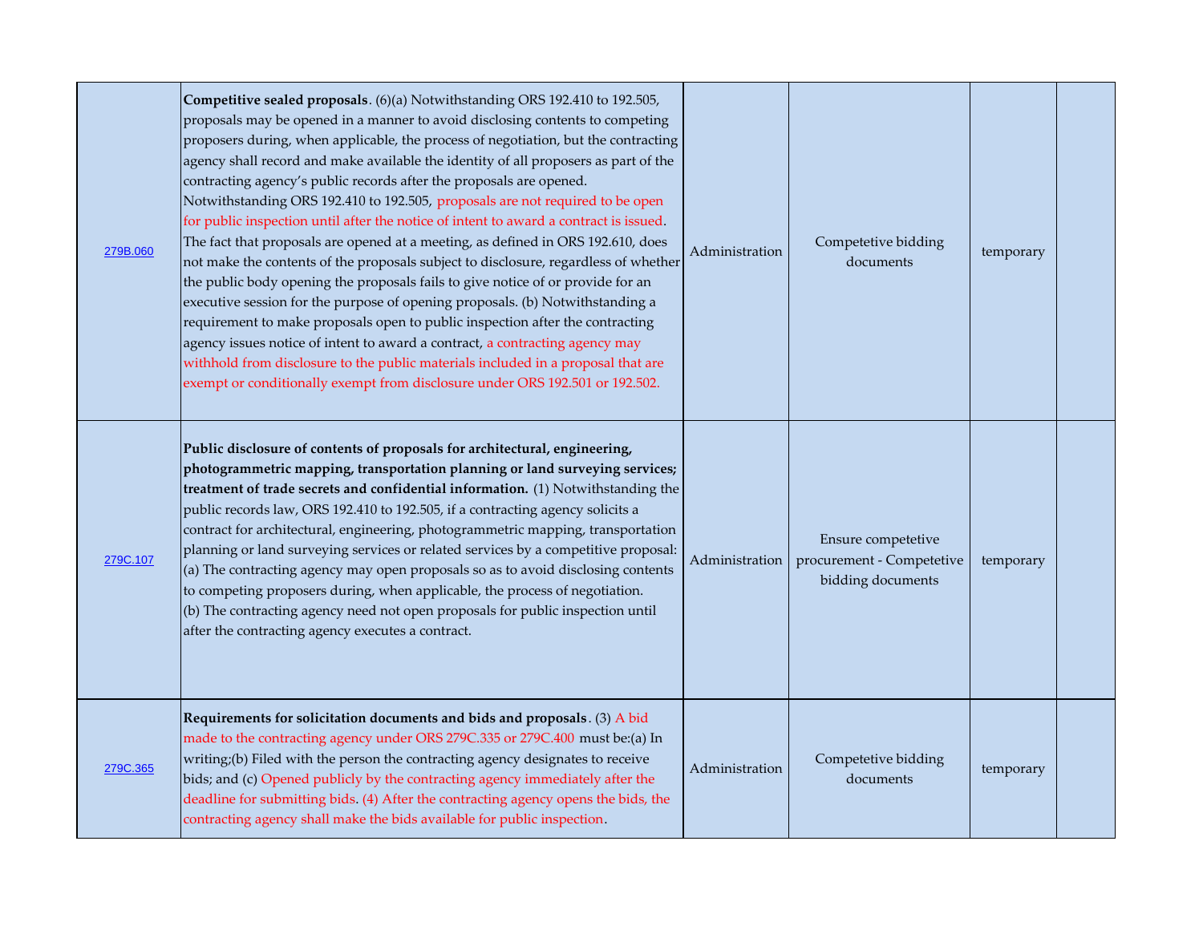| | | | | | |
|---|---|---|---|---|---|
| 279B.060 | **Competitive sealed proposals**. (6)(a) Notwithstanding ORS 192.410 to 192.505, proposals may be opened in a manner to avoid disclosing contents to competing proposers during, when applicable, the process of negotiation, but the contracting agency shall record and make available the identity of all proposers as part of the contracting agency's public records after the proposals are opened. Notwithstanding ORS 192.410 to 192.505, proposals are not required to be open for public inspection until after the notice of intent to award a contract is issued. The fact that proposals are opened at a meeting, as defined in ORS 192.610, does not make the contents of the proposals subject to disclosure, regardless of whether the public body opening the proposals fails to give notice of or provide for an executive session for the purpose of opening proposals. (b) Notwithstanding a requirement to make proposals open to public inspection after the contracting agency issues notice of intent to award a contract, a contracting agency may withhold from disclosure to the public materials included in a proposal that are exempt or conditionally exempt from disclosure under ORS 192.501 or 192.502. | Administration | Competetive bidding documents | temporary | |
| 279C.107 | **Public disclosure of contents of proposals for architectural, engineering, photogrammetric mapping, transportation planning or land surveying services; treatment of trade secrets and confidential information.** (1) Notwithstanding the public records law, ORS 192.410 to 192.505, if a contracting agency solicits a contract for architectural, engineering, photogrammetric mapping, transportation planning or land surveying services or related services by a competitive proposal: (a) The contracting agency may open proposals so as to avoid disclosing contents to competing proposers during, when applicable, the process of negotiation. (b) The contracting agency need not open proposals for public inspection until after the contracting agency executes a contract. | Administration | Ensure competetive procurement - Competetive bidding documents | temporary | |
| 279C.365 | **Requirements for solicitation documents and bids and proposals**. (3) A bid made to the contracting agency under ORS 279C.335 or 279C.400 must be:(a) In writing;(b) Filed with the person the contracting agency designates to receive bids; and (c) Opened publicly by the contracting agency immediately after the deadline for submitting bids. (4) After the contracting agency opens the bids, the contracting agency shall make the bids available for public inspection. | Administration | Competetive bidding documents | temporary | |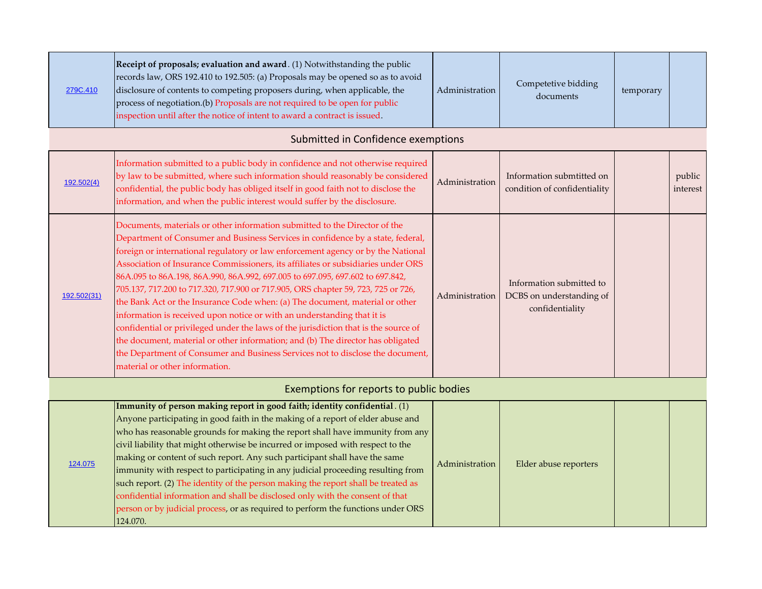| | | | | | |
|---|---|---|---|---|---|
| 279C.410 | **Receipt of proposals; evaluation and award**. (1) Notwithstanding the public records law, ORS 192.410 to 192.505: (a) Proposals may be opened so as to avoid disclosure of contents to competing proposers during, when applicable, the process of negotiation.(b) Proposals are not required to be open for public inspection until after the notice of intent to award a contract is issued. | Administration | Competetive bidding documents | temporary | |
| **Submitted in Confidence exemptions** | | | | | |
| 192.502(4) | Information submitted to a public body in confidence and not otherwise required by law to be submitted, where such information should reasonably be considered confidential, the public body has obliged itself in good faith not to disclose the information, and when the public interest would suffer by the disclosure. | Administration | Information submtitted on condition of confidentiality | | public interest |
| 192.502(31) | Documents, materials or other information submitted to the Director of the Department of Consumer and Business Services in confidence by a state, federal, foreign or international regulatory or law enforcement agency or by the National Association of Insurance Commissioners, its affiliates or subsidiaries under ORS 86A.095 to 86A.198, 86A.990, 86A.992, 697.005 to 697.095, 697.602 to 697.842, 705.137, 717.200 to 717.320, 717.900 or 717.905, ORS chapter 59, 723, 725 or 726, the Bank Act or the Insurance Code when: (a) The document, material or other information is received upon notice or with an understanding that it is confidential or privileged under the laws of the jurisdiction that is the source of the document, material or other information; and (b) The director has obligated the Department of Consumer and Business Services not to disclose the document, material or other information. | Administration | Information submitted to DCBS on understanding of confidentiality | | |
| **Exemptions for reports to public bodies** | | | | | |
| 124.075 | **Immunity of person making report in good faith; identity confidential**. (1) Anyone participating in good faith in the making of a report of elder abuse and who has reasonable grounds for making the report shall have immunity from any civil liability that might otherwise be incurred or imposed with respect to the making or content of such report. Any such participant shall have the same immunity with respect to participating in any judicial proceeding resulting from such report. (2) The identity of the person making the report shall be treated as confidential information and shall be disclosed only with the consent of that person or by judicial process, or as required to perform the functions under ORS 124.070. | Administration | Elder abuse reporters | | |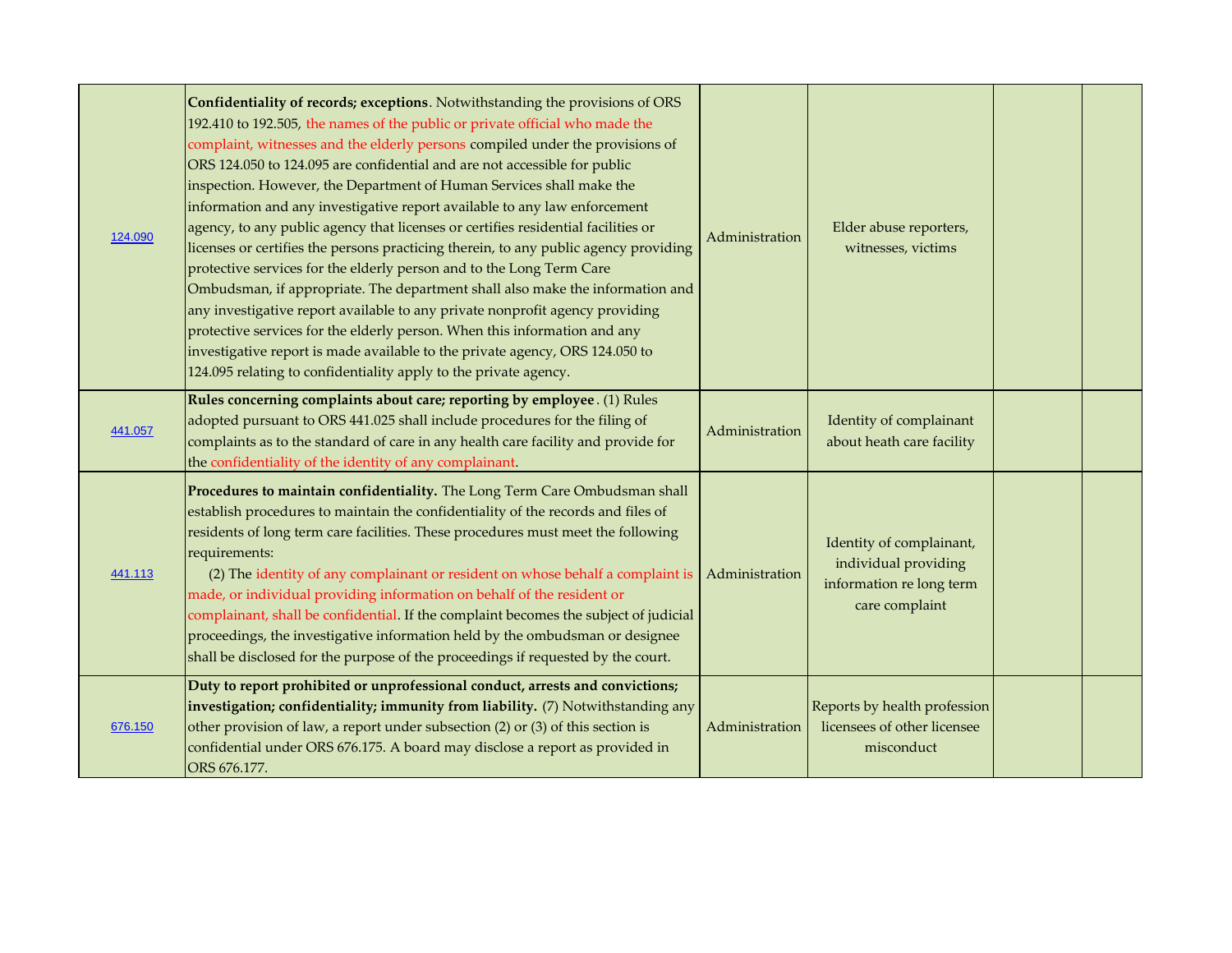| | | | | | |
|---|---|---|---|---|---|
| 124.090 | **Confidentiality of records; exceptions**. Notwithstanding the provisions of ORS 192.410 to 192.505, the names of the public or private official who made the complaint, witnesses and the elderly persons compiled under the provisions of ORS 124.050 to 124.095 are confidential and are not accessible for public inspection. However, the Department of Human Services shall make the information and any investigative report available to any law enforcement agency, to any public agency that licenses or certifies residential facilities or licenses or certifies the persons practicing therein, to any public agency providing protective services for the elderly person and to the Long Term Care Ombudsman, if appropriate. The department shall also make the information and any investigative report available to any private nonprofit agency providing protective services for the elderly person. When this information and any investigative report is made available to the private agency, ORS 124.050 to 124.095 relating to confidentiality apply to the private agency. | Administration | Elder abuse reporters, witnesses, victims | | |
| 441.057 | **Rules concerning complaints about care; reporting by employee**. (1) Rules adopted pursuant to ORS 441.025 shall include procedures for the filing of complaints as to the standard of care in any health care facility and provide for the confidentiality of the identity of any complainant. | Administration | Identity of complainant about heath care facility | | |
| 441.113 | **Procedures to maintain confidentiality.** The Long Term Care Ombudsman shall establish procedures to maintain the confidentiality of the records and files of residents of long term care facilities. These procedures must meet the following requirements: (2) The identity of any complainant or resident on whose behalf a complaint is made, or individual providing information on behalf of the resident or complainant, shall be confidential. If the complaint becomes the subject of judicial proceedings, the investigative information held by the ombudsman or designee shall be disclosed for the purpose of the proceedings if requested by the court. | Administration | Identity of complainant, individual providing information re long term care complaint | | |
| 676.150 | **Duty to report prohibited or unprofessional conduct, arrests and convictions; investigation; confidentiality; immunity from liability.** (7) Notwithstanding any other provision of law, a report under subsection (2) or (3) of this section is confidential under ORS 676.175. A board may disclose a report as provided in ORS 676.177. | Administration | Reports by health profession licensees of other licensee misconduct | | |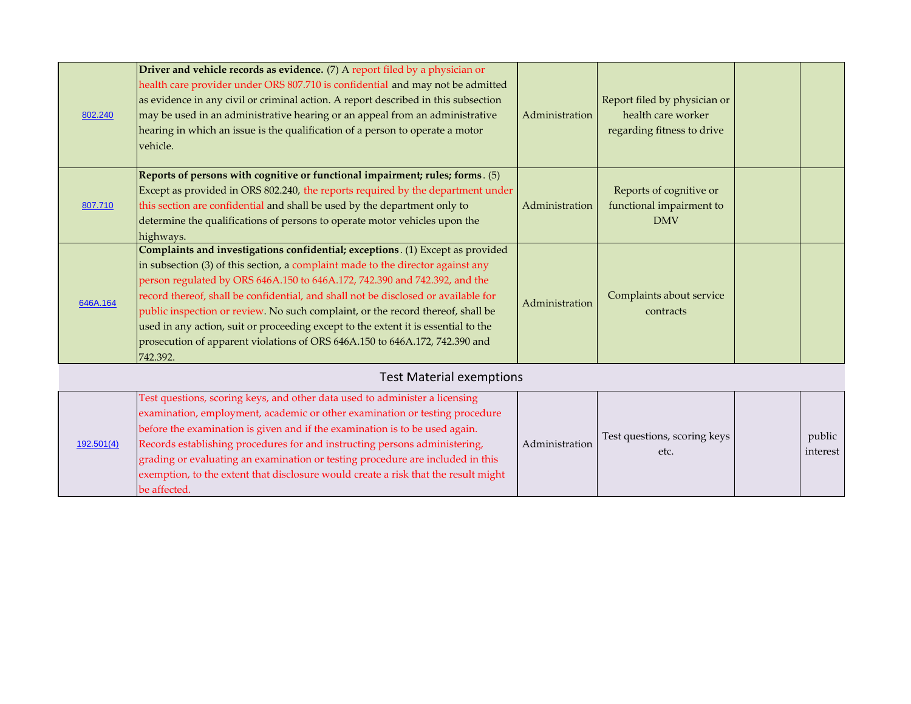| | | | | | |
|---|---|---|---|---|---|
| 802.240 | **Driver and vehicle records as evidence.** (7) A report filed by a physician or health care provider under ORS 807.710 is confidential and may not be admitted as evidence in any civil or criminal action. A report described in this subsection may be used in an administrative hearing or an appeal from an administrative hearing in which an issue is the qualification of a person to operate a motor vehicle. | Administration | Report filed by physician or health care worker regarding fitness to drive | | |
| 807.710 | **Reports of persons with cognitive or functional impairment; rules; forms**. (5) Except as provided in ORS 802.240, the reports required by the department under this section are confidential and shall be used by the department only to determine the qualifications of persons to operate motor vehicles upon the highways. | Administration | Reports of cognitive or functional impairment to DMV | | |
| 646A.164 | **Complaints and investigations confidential; exceptions**. (1) Except as provided in subsection (3) of this section, a complaint made to the director against any person regulated by ORS 646A.150 to 646A.172, 742.390 and 742.392, and the record thereof, shall be confidential, and shall not be disclosed or available for public inspection or review. No such complaint, or the record thereof, shall be used in any action, suit or proceeding except to the extent it is essential to the prosecution of apparent violations of ORS 646A.150 to 646A.172, 742.390 and 742.392. | Administration | Complaints about service contracts | | |
| **Test Material exemptions** | | | | | |
| 192.501(4) | Test questions, scoring keys, and other data used to administer a licensing examination, employment, academic or other examination or testing procedure before the examination is given and if the examination is to be used again. Records establishing procedures for and instructing persons administering, grading or evaluating an examination or testing procedure are included in this exemption, to the extent that disclosure would create a risk that the result might be affected. | Administration | Test questions, scoring keys etc. | | public interest |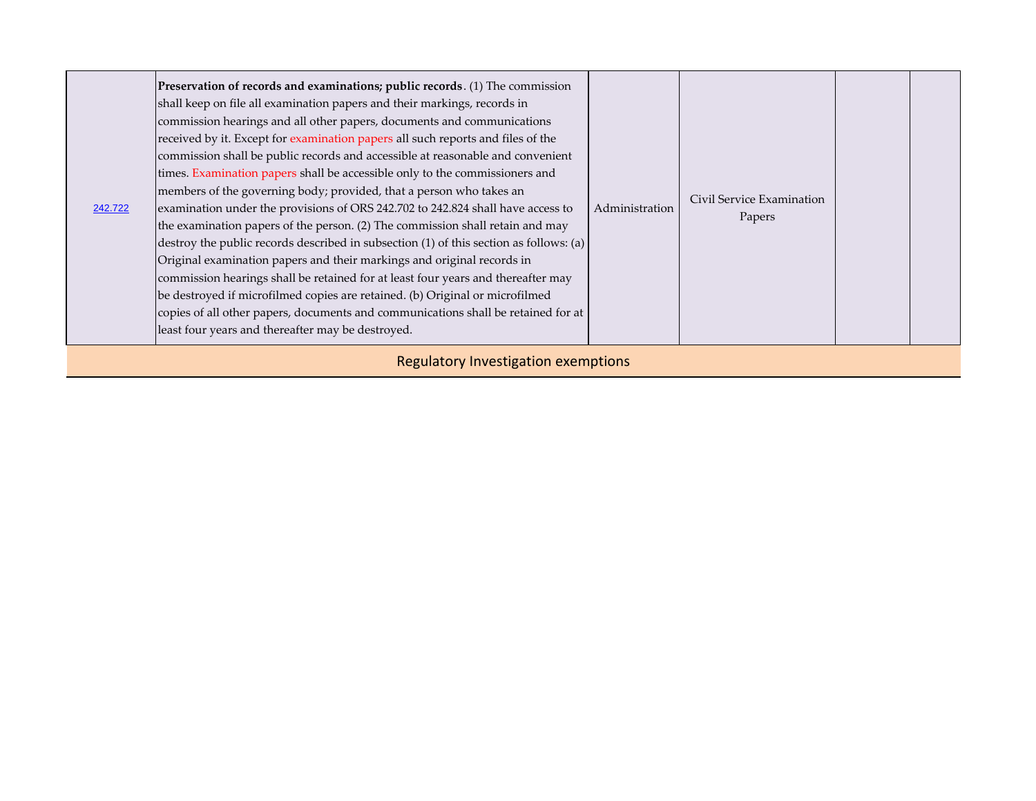| | | | | | |
|---|---|---|---|---|---|
| 242.722 | **Preservation of records and examinations; public records**. (1) The commission shall keep on file all examination papers and their markings, records in commission hearings and all other papers, documents and communications received by it. Except for examination papers all such reports and files of the commission shall be public records and accessible at reasonable and convenient times. Examination papers shall be accessible only to the commissioners and members of the governing body; provided, that a person who takes an examination under the provisions of ORS 242.702 to 242.824 shall have access to the examination papers of the person. (2) The commission shall retain and may destroy the public records described in subsection (1) of this section as follows: (a) Original examination papers and their markings and original records in commission hearings shall be retained for at least four years and thereafter may be destroyed if microfilmed copies are retained. (b) Original or microfilmed copies of all other papers, documents and communications shall be retained for at least four years and thereafter may be destroyed. | Administration | Civil Service Examination Papers | | |
| **Regulatory Investigation exemptions** | | | | | |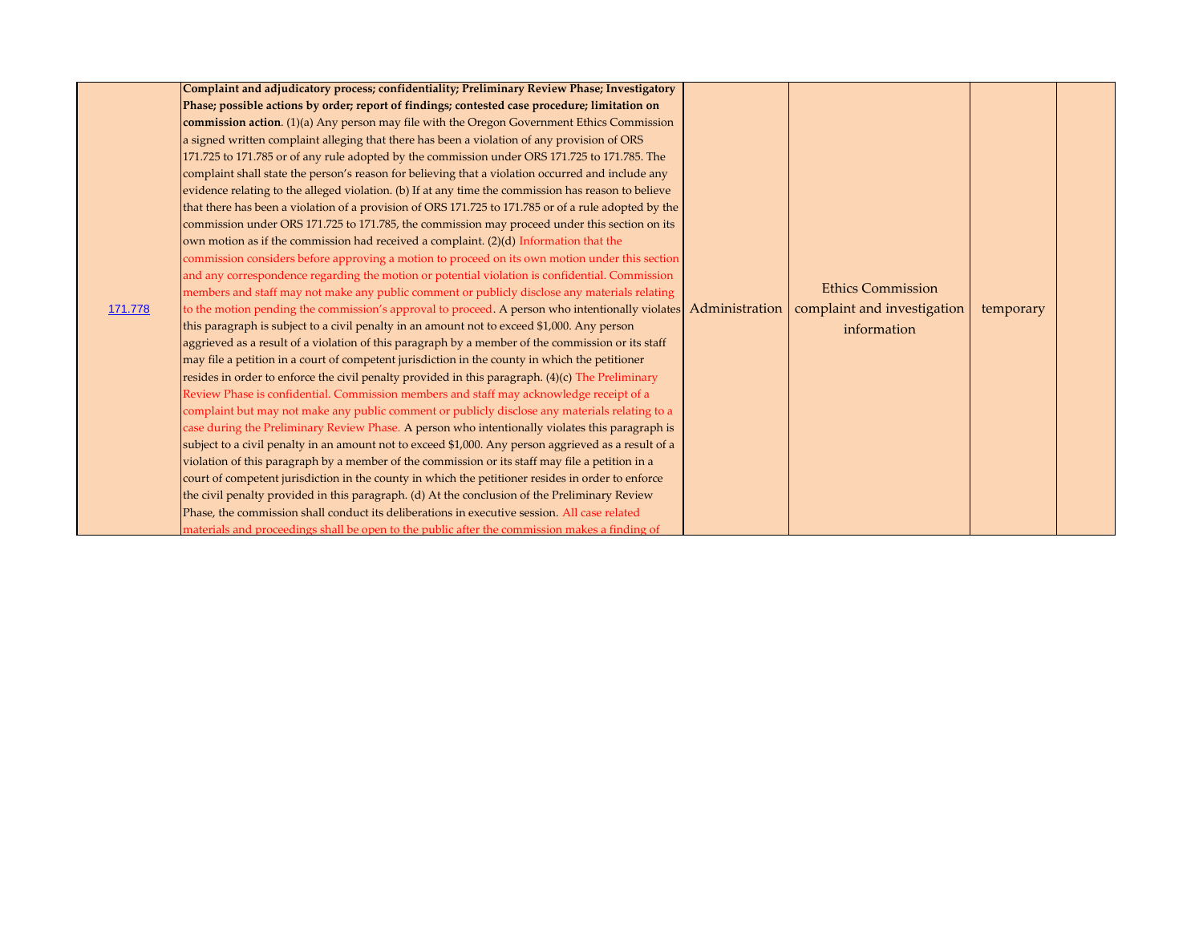| | | | | | |
|---|---|---|---|---|---|
| 171.778 | **Complaint and adjudicatory process; confidentiality; Preliminary Review Phase; Investigatory Phase; possible actions by order; report of findings; contested case procedure; limitation on commission action**. (1)(a) Any person may file with the Oregon Government Ethics Commission a signed written complaint alleging that there has been a violation of any provision of ORS 171.725 to 171.785 or of any rule adopted by the commission under ORS 171.725 to 171.785. The complaint shall state the person's reason for believing that a violation occurred and include any evidence relating to the alleged violation. (b) If at any time the commission has reason to believe that there has been a violation of a provision of ORS 171.725 to 171.785 or of a rule adopted by the commission under ORS 171.725 to 171.785, the commission may proceed under this section on its own motion as if the commission had received a complaint. (2)(d) Information that the commission considers before approving a motion to proceed on its own motion under this section and any correspondence regarding the motion or potential violation is confidential. Commission members and staff may not make any public comment or publicly disclose any materials relating to the motion pending the commission's approval to proceed. A person who intentionally violates this paragraph is subject to a civil penalty in an amount not to exceed $1,000. Any person aggrieved as a result of a violation of this paragraph by a member of the commission or its staff may file a petition in a court of competent jurisdiction in the county in which the petitioner resides in order to enforce the civil penalty provided in this paragraph. (4)(c) The Preliminary Review Phase is confidential. Commission members and staff may acknowledge receipt of a complaint but may not make any public comment or publicly disclose any materials relating to a case during the Preliminary Review Phase. A person who intentionally violates this paragraph is subject to a civil penalty in an amount not to exceed $1,000. Any person aggrieved as a result of a violation of this paragraph by a member of the commission or its staff may file a petition in a court of competent jurisdiction in the county in which the petitioner resides in order to enforce the civil penalty provided in this paragraph. (d) At the conclusion of the Preliminary Review Phase, the commission shall conduct its deliberations in executive session. All case related materials and proceedings shall be open to the public after the commission makes a finding of | Administration | Ethics Commission complaint and investigation information | temporary | |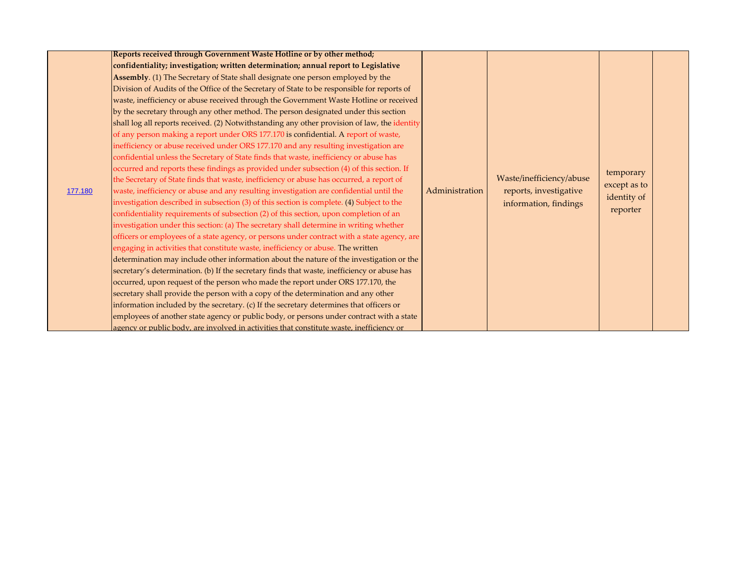| | | | | | |
|---|---|---|---|---|---|
| 177.180 | **Reports received through Government Waste Hotline or by other method; confidentiality; investigation; written determination; annual report to Legislative Assembly**. (1) The Secretary of State shall designate one person employed by the Division of Audits of the Office of the Secretary of State to be responsible for reports of waste, inefficiency or abuse received through the Government Waste Hotline or received by the secretary through any other method. The person designated under this section shall log all reports received. (2) Notwithstanding any other provision of law, the identity of any person making a report under ORS 177.170 is confidential. A report of waste, inefficiency or abuse received under ORS 177.170 and any resulting investigation are confidential unless the Secretary of State finds that waste, inefficiency or abuse has occurred and reports these findings as provided under subsection (4) of this section. If the Secretary of State finds that waste, inefficiency or abuse has occurred, a report of waste, inefficiency or abuse and any resulting investigation are confidential until the investigation described in subsection (3) of this section is complete. (4) Subject to the confidentiality requirements of subsection (2) of this section, upon completion of an investigation under this section: (a) The secretary shall determine in writing whether officers or employees of a state agency, or persons under contract with a state agency, are engaging in activities that constitute waste, inefficiency or abuse. The written determination may include other information about the nature of the investigation or the secretary's determination. (b) If the secretary finds that waste, inefficiency or abuse has occurred, upon request of the person who made the report under ORS 177.170, the secretary shall provide the person with a copy of the determination and any other information included by the secretary. (c) If the secretary determines that officers or employees of another state agency or public body, or persons under contract with a state agency or public body, are involved in activities that constitute waste, inefficiency or | Administration | Waste/inefficiency/abuse reports, investigative information, findings | temporary except as to identity of reporter | |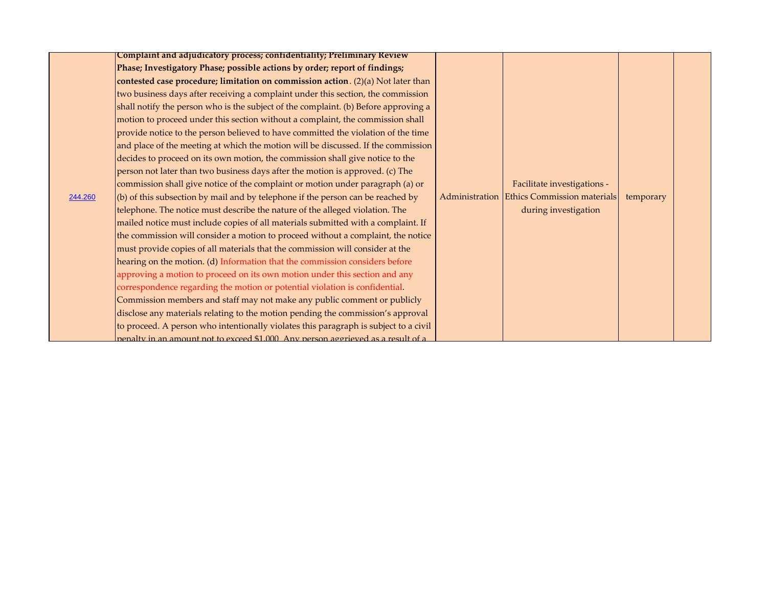| | | | | | |
|---|---|---|---|---|---|
| 244.260 | **Complaint and adjudicatory process; confidentiality; Preliminary Review Phase; Investigatory Phase; possible actions by order; report of findings; contested case procedure; limitation on commission action**. (2)(a) Not later than two business days after receiving a complaint under this section, the commission shall notify the person who is the subject of the complaint. (b) Before approving a motion to proceed under this section without a complaint, the commission shall provide notice to the person believed to have committed the violation of the time and place of the meeting at which the motion will be discussed. If the commission decides to proceed on its own motion, the commission shall give notice to the person not later than two business days after the motion is approved. (c) The commission shall give notice of the complaint or motion under paragraph (a) or (b) of this subsection by mail and by telephone if the person can be reached by telephone. The notice must describe the nature of the alleged violation. The mailed notice must include copies of all materials submitted with a complaint. If the commission will consider a motion to proceed without a complaint, the notice must provide copies of all materials that the commission will consider at the hearing on the motion. (d) Information that the commission considers before approving a motion to proceed on its own motion under this section and any correspondence regarding the motion or potential violation is confidential. Commission members and staff may not make any public comment or publicly disclose any materials relating to the motion pending the commission's approval to proceed. A person who intentionally violates this paragraph is subject to a civil penalty in an amount not to exceed $1,000. Any person aggrieved as a result of a | Administration | Facilitate investigations - Ethics Commission materials during investigation | temporary | |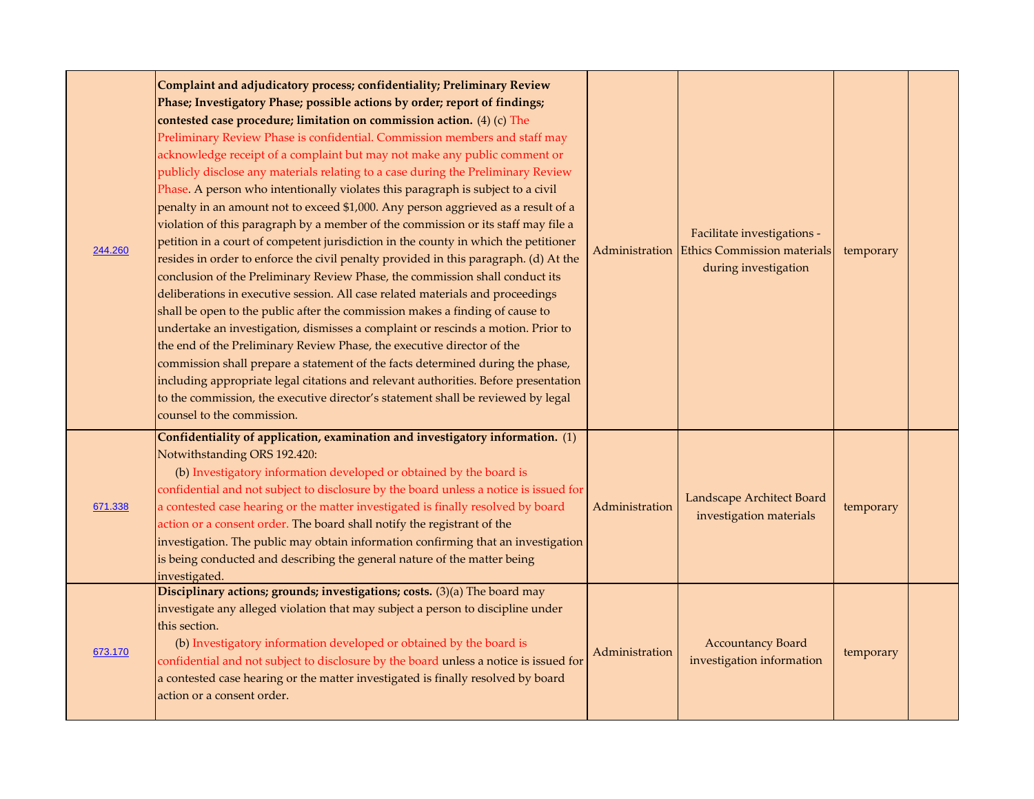| | | | | | |
|---|---|---|---|---|---|
| 244.260 | **Complaint and adjudicatory process; confidentiality; Preliminary Review Phase; Investigatory Phase; possible actions by order; report of findings; contested case procedure; limitation on commission action.** (4) (c) The Preliminary Review Phase is confidential. Commission members and staff may acknowledge receipt of a complaint but may not make any public comment or publicly disclose any materials relating to a case during the Preliminary Review Phase. A person who intentionally violates this paragraph is subject to a civil penalty in an amount not to exceed $1,000. Any person aggrieved as a result of a violation of this paragraph by a member of the commission or its staff may file a petition in a court of competent jurisdiction in the county in which the petitioner resides in order to enforce the civil penalty provided in this paragraph. (d) At the conclusion of the Preliminary Review Phase, the commission shall conduct its deliberations in executive session. All case related materials and proceedings shall be open to the public after the commission makes a finding of cause to undertake an investigation, dismisses a complaint or rescinds a motion. Prior to the end of the Preliminary Review Phase, the executive director of the commission shall prepare a statement of the facts determined during the phase, including appropriate legal citations and relevant authorities. Before presentation to the commission, the executive director's statement shall be reviewed by legal counsel to the commission. | Administration | Facilitate investigations - Ethics Commission materials during investigation | temporary | |
| 671.338 | **Confidentiality of application, examination and investigatory information.** (1) Notwithstanding ORS 192.420:<br>(b) Investigatory information developed or obtained by the board is confidential and not subject to disclosure by the board unless a notice is issued for a contested case hearing or the matter investigated is finally resolved by board action or a consent order. The board shall notify the registrant of the investigation. The public may obtain information confirming that an investigation is being conducted and describing the general nature of the matter being investigated. | Administration | Landscape Architect Board investigation materials | temporary | |
| 673.170 | **Disciplinary actions; grounds; investigations; costs.** (3)(a) The board may investigate any alleged violation that may subject a person to discipline under this section.<br>(b) Investigatory information developed or obtained by the board is confidential and not subject to disclosure by the board unless a notice is issued for a contested case hearing or the matter investigated is finally resolved by board action or a consent order. | Administration | Accountancy Board investigation information | temporary | |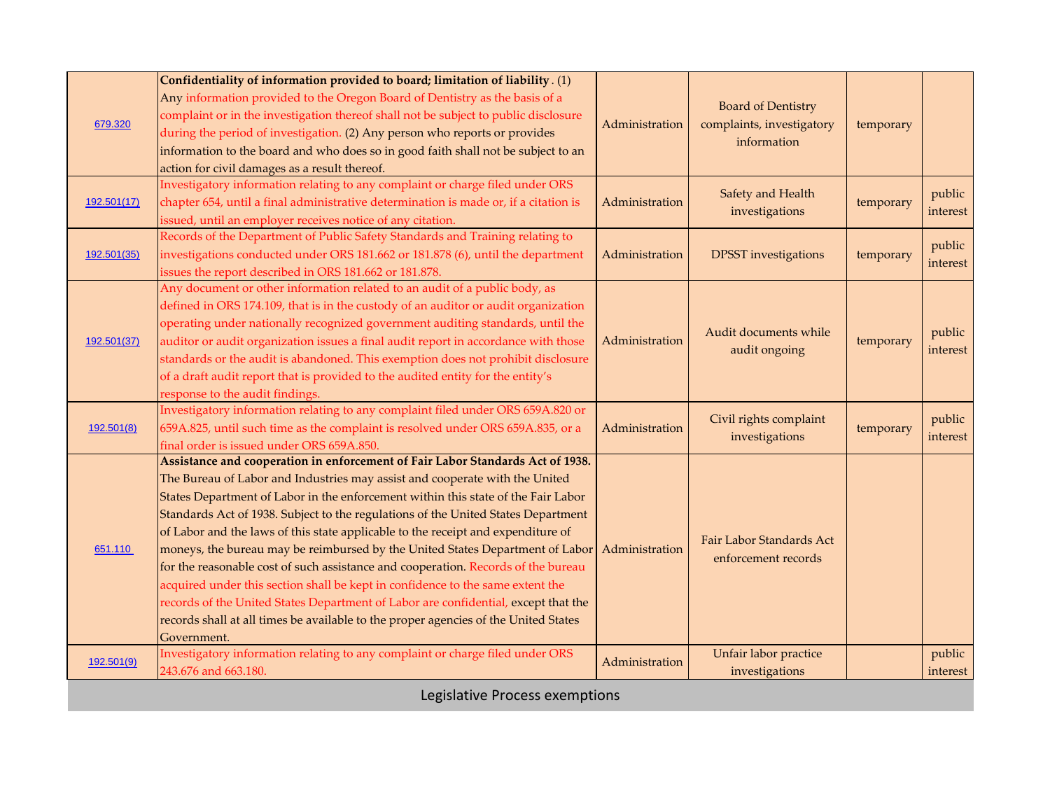| | | | | | |
|---|---|---|---|---|---|
| 679.320 | **Confidentiality of information provided to board; limitation of liability**. (1) Any information provided to the Oregon Board of Dentistry as the basis of a complaint or in the investigation thereof shall not be subject to public disclosure during the period of investigation. (2) Any person who reports or provides information to the board and who does so in good faith shall not be subject to an action for civil damages as a result thereof. | Administration | Board of Dentistry complaints, investigatory information | temporary | |
| 192.501(17) | Investigatory information relating to any complaint or charge filed under ORS chapter 654, until a final administrative determination is made or, if a citation is issued, until an employer receives notice of any citation. | Administration | Safety and Health investigations | temporary | public interest |
| 192.501(35) | Records of the Department of Public Safety Standards and Training relating to investigations conducted under ORS 181.662 or 181.878 (6), until the department issues the report described in ORS 181.662 or 181.878. | Administration | DPSST investigations | temporary | public interest |
| 192.501(37) | Any document or other information related to an audit of a public body, as defined in ORS 174.109, that is in the custody of an auditor or audit organization operating under nationally recognized government auditing standards, until the auditor or audit organization issues a final audit report in accordance with those standards or the audit is abandoned. This exemption does not prohibit disclosure of a draft audit report that is provided to the audited entity for the entity's response to the audit findings. | Administration | Audit documents while audit ongoing | temporary | public interest |
| 192.501(8) | Investigatory information relating to any complaint filed under ORS 659A.820 or 659A.825, until such time as the complaint is resolved under ORS 659A.835, or a final order is issued under ORS 659A.850. | Administration | Civil rights complaint investigations | temporary | public interest |
| 651.110 | **Assistance and cooperation in enforcement of Fair Labor Standards Act of 1938.** The Bureau of Labor and Industries may assist and cooperate with the United States Department of Labor in the enforcement within this state of the Fair Labor Standards Act of 1938. Subject to the regulations of the United States Department of Labor and the laws of this state applicable to the receipt and expenditure of moneys, the bureau may be reimbursed by the United States Department of Labor for the reasonable cost of such assistance and cooperation. Records of the bureau acquired under this section shall be kept in confidence to the same extent the records of the United States Department of Labor are confidential, except that the records shall at all times be available to the proper agencies of the United States Government. | Administration | Fair Labor Standards Act enforcement records | | |
| 192.501(9) | Investigatory information relating to any complaint or charge filed under ORS 243.676 and 663.180. | Administration | Unfair labor practice investigations | | public interest |

## Legislative Process exemptions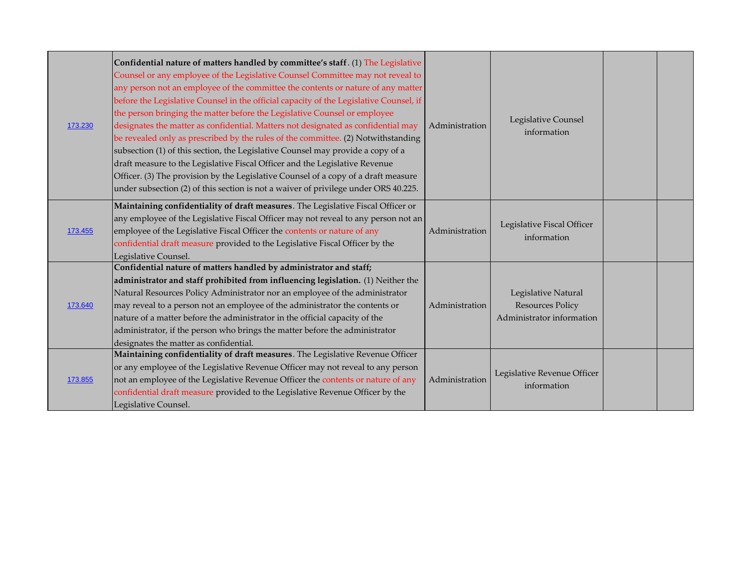| | | | | | |
|---|---|---|---|---|---|
| 173.230 | **Confidential nature of matters handled by committee's staff**. (1) The Legislative Counsel or any employee of the Legislative Counsel Committee may not reveal to any person not an employee of the committee the contents or nature of any matter before the Legislative Counsel in the official capacity of the Legislative Counsel, if the person bringing the matter before the Legislative Counsel or employee designates the matter as confidential. Matters not designated as confidential may be revealed only as prescribed by the rules of the committee. (2) Notwithstanding subsection (1) of this section, the Legislative Counsel may provide a copy of a draft measure to the Legislative Fiscal Officer and the Legislative Revenue Officer. (3) The provision by the Legislative Counsel of a copy of a draft measure under subsection (2) of this section is not a waiver of privilege under ORS 40.225. | Administration | Legislative Counsel information | | |
| 173.455 | **Maintaining confidentiality of draft measures**. The Legislative Fiscal Officer or any employee of the Legislative Fiscal Officer may not reveal to any person not an employee of the Legislative Fiscal Officer the contents or nature of any confidential draft measure provided to the Legislative Fiscal Officer by the Legislative Counsel. | Administration | Legislative Fiscal Officer information | | |
| 173.640 | **Confidential nature of matters handled by administrator and staff; administrator and staff prohibited from influencing legislation.** (1) Neither the Natural Resources Policy Administrator nor an employee of the administrator may reveal to a person not an employee of the administrator the contents or nature of a matter before the administrator in the official capacity of the administrator, if the person who brings the matter before the administrator designates the matter as confidential. | Administration | Legislative Natural Resources Policy Administrator information | | |
| 173.855 | **Maintaining confidentiality of draft measures**. The Legislative Revenue Officer or any employee of the Legislative Revenue Officer may not reveal to any person not an employee of the Legislative Revenue Officer the contents or nature of any confidential draft measure provided to the Legislative Revenue Officer by the Legislative Counsel. | Administration | Legislative Revenue Officer information | | |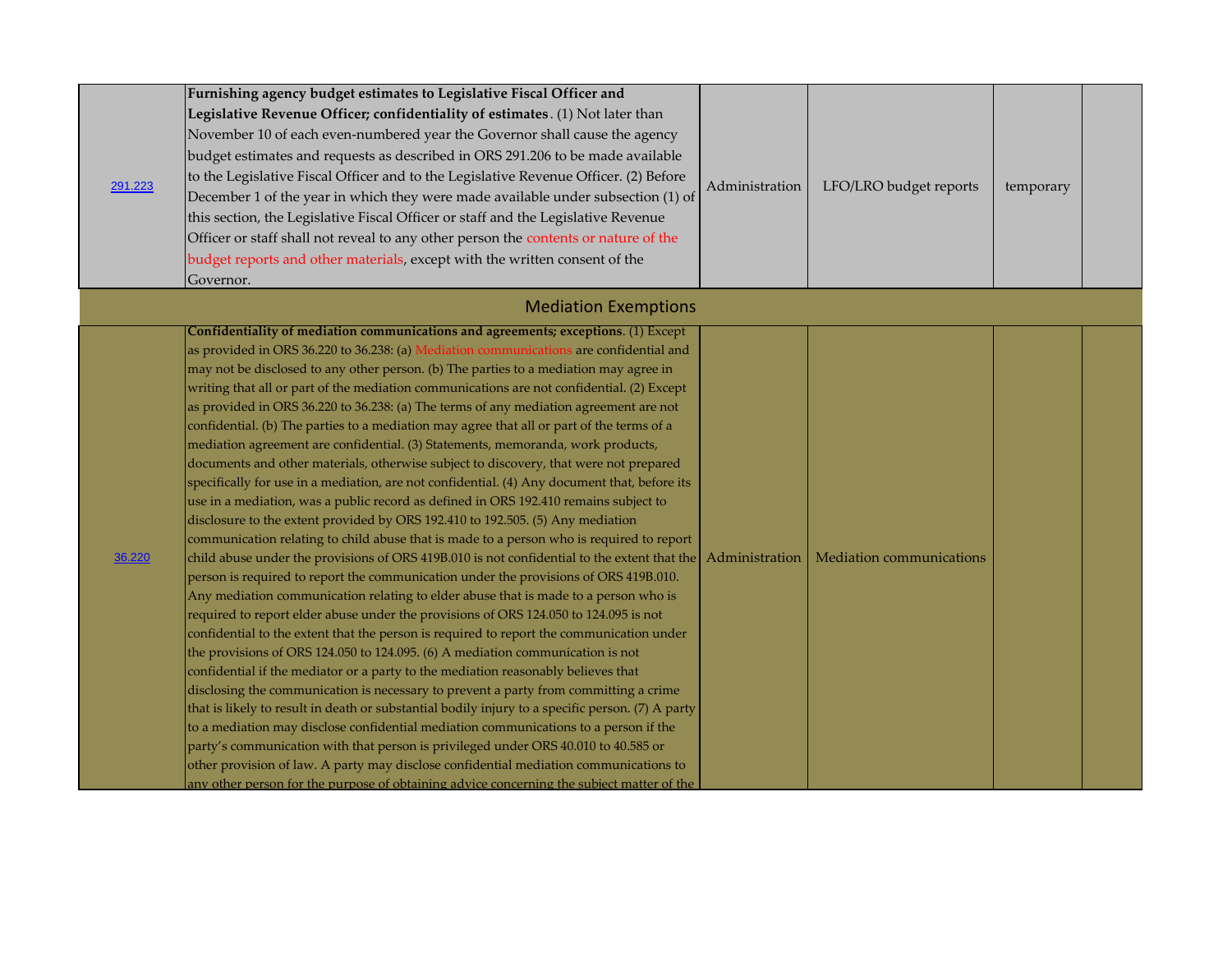| | | | | | |
|---|---|---|---|---|---|
| 291.223 | **Furnishing agency budget estimates to Legislative Fiscal Officer and Legislative Revenue Officer; confidentiality of estimates**. (1) Not later than November 10 of each even-numbered year the Governor shall cause the agency budget estimates and requests as described in ORS 291.206 to be made available to the Legislative Fiscal Officer and to the Legislative Revenue Officer. (2) Before December 1 of the year in which they were made available under subsection (1) of this section, the Legislative Fiscal Officer or staff and the Legislative Revenue Officer or staff shall not reveal to any other person the contents or nature of the budget reports and other materials, except with the written consent of the Governor. | Administration | LFO/LRO budget reports | temporary | |
| **Mediation Exemptions** | | | | | |
| 36.220 | **Confidentiality of mediation communications and agreements; exceptions**. (1) Except as provided in ORS 36.220 to 36.238: (a) Mediation communications are confidential and may not be disclosed to any other person. (b) The parties to a mediation may agree in writing that all or part of the mediation communications are not confidential. (2) Except as provided in ORS 36.220 to 36.238: (a) The terms of any mediation agreement are not confidential. (b) The parties to a mediation may agree that all or part of the terms of a mediation agreement are confidential. (3) Statements, memoranda, work products, documents and other materials, otherwise subject to discovery, that were not prepared specifically for use in a mediation, are not confidential. (4) Any document that, before its use in a mediation, was a public record as defined in ORS 192.410 remains subject to disclosure to the extent provided by ORS 192.410 to 192.505. (5) Any mediation communication relating to child abuse that is made to a person who is required to report child abuse under the provisions of ORS 419B.010 is not confidential to the extent that the person is required to report the communication under the provisions of ORS 419B.010. Any mediation communication relating to elder abuse that is made to a person who is required to report elder abuse under the provisions of ORS 124.050 to 124.095 is not confidential to the extent that the person is required to report the communication under the provisions of ORS 124.050 to 124.095. (6) A mediation communication is not confidential if the mediator or a party to the mediation reasonably believes that disclosing the communication is necessary to prevent a party from committing a crime that is likely to result in death or substantial bodily injury to a specific person. (7) A party to a mediation may disclose confidential mediation communications to a person if the party's communication with that person is privileged under ORS 40.010 to 40.585 or other provision of law. A party may disclose confidential mediation communications to any other person for the purpose of obtaining advice concerning the subject matter of the | Administration | Mediation communications | | |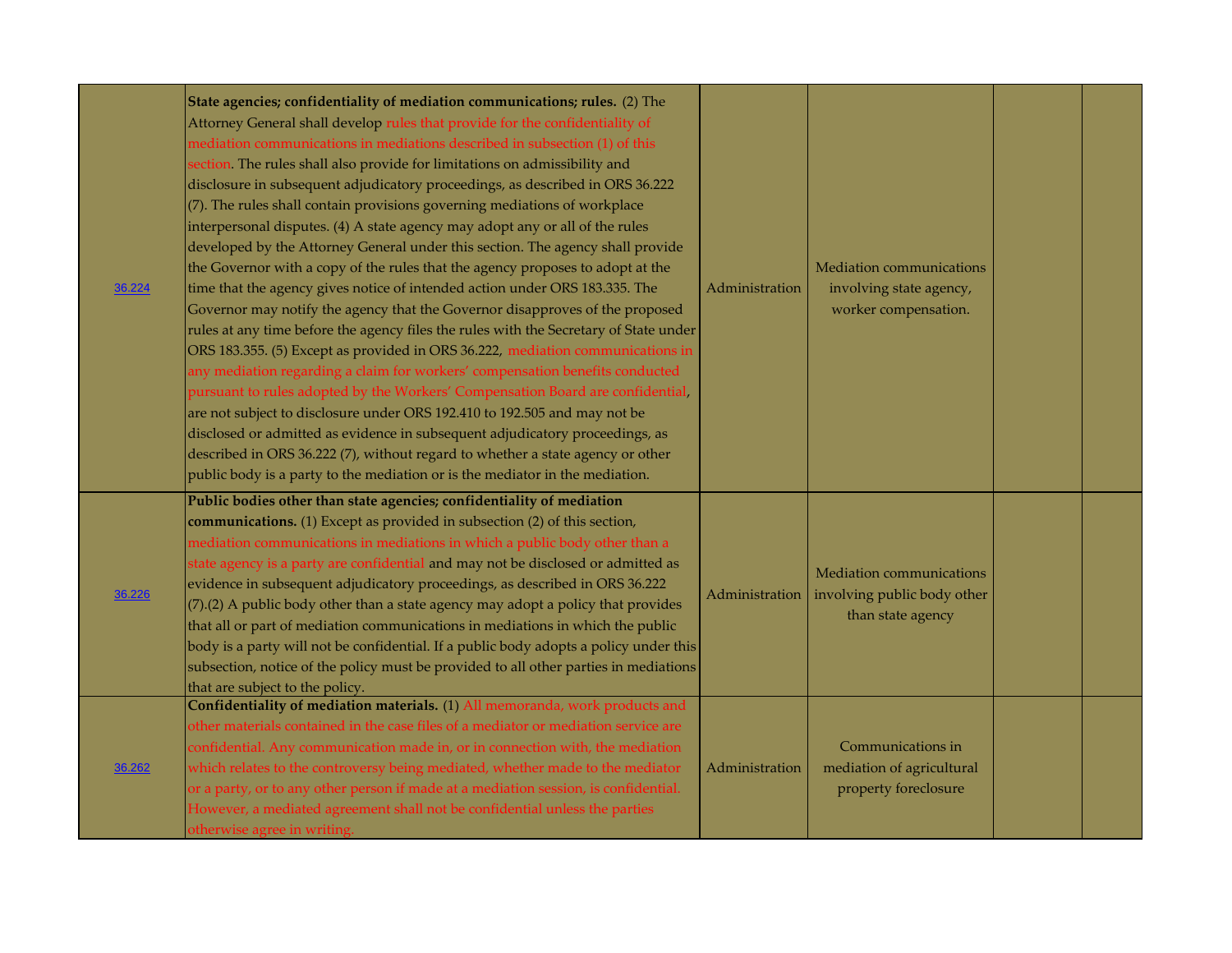| | | | | | |
|---|---|---|---|---|---|
| 36.224 | **State agencies; confidentiality of mediation communications; rules.** (2) The Attorney General shall develop rules that provide for the confidentiality of mediation communications in mediations described in subsection (1) of this section. The rules shall also provide for limitations on admissibility and disclosure in subsequent adjudicatory proceedings, as described in ORS 36.222 (7). The rules shall contain provisions governing mediations of workplace interpersonal disputes. (4) A state agency may adopt any or all of the rules developed by the Attorney General under this section. The agency shall provide the Governor with a copy of the rules that the agency proposes to adopt at the time that the agency gives notice of intended action under ORS 183.335. The Governor may notify the agency that the Governor disapproves of the proposed rules at any time before the agency files the rules with the Secretary of State under ORS 183.355. (5) Except as provided in ORS 36.222, mediation communications in any mediation regarding a claim for workers' compensation benefits conducted pursuant to rules adopted by the Workers' Compensation Board are confidential, are not subject to disclosure under ORS 192.410 to 192.505 and may not be disclosed or admitted as evidence in subsequent adjudicatory proceedings, as described in ORS 36.222 (7), without regard to whether a state agency or other public body is a party to the mediation or is the mediator in the mediation. | Administration | Mediation communications involving state agency, worker compensation. | | |
| 36.226 | **Public bodies other than state agencies; confidentiality of mediation communications.** (1) Except as provided in subsection (2) of this section, mediation communications in mediations in which a public body other than a state agency is a party are confidential and may not be disclosed or admitted as evidence in subsequent adjudicatory proceedings, as described in ORS 36.222 (7).(2) A public body other than a state agency may adopt a policy that provides that all or part of mediation communications in mediations in which the public body is a party will not be confidential. If a public body adopts a policy under this subsection, notice of the policy must be provided to all other parties in mediations that are subject to the policy. | Administration | Mediation communications involving public body other than state agency | | |
| 36.262 | **Confidentiality of mediation materials.** (1) All memoranda, work products and other materials contained in the case files of a mediator or mediation service are confidential. Any communication made in, or in connection with, the mediation which relates to the controversy being mediated, whether made to the mediator or a party, or to any other person if made at a mediation session, is confidential. However, a mediated agreement shall not be confidential unless the parties otherwise agree in writing. | Administration | Communications in mediation of agricultural property foreclosure | | |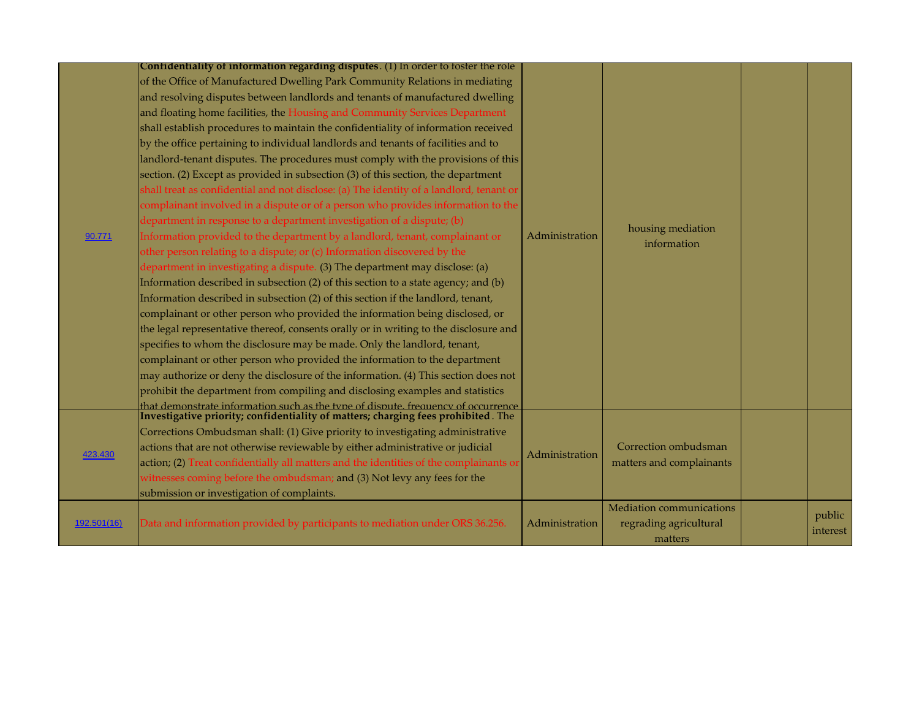| | | | | | |
|---|---|---|---|---|---|
| 90.771 | **Confidentiality of information regarding disputes**. (1) In order to foster the role of the Office of Manufactured Dwelling Park Community Relations in mediating and resolving disputes between landlords and tenants of manufactured dwelling and floating home facilities, the Housing and Community Services Department shall establish procedures to maintain the confidentiality of information received by the office pertaining to individual landlords and tenants of facilities and to landlord-tenant disputes. The procedures must comply with the provisions of this section. (2) Except as provided in subsection (3) of this section, the department shall treat as confidential and not disclose: (a) The identity of a landlord, tenant or complainant involved in a dispute or of a person who provides information to the department in response to a department investigation of a dispute; (b) Information provided to the department by a landlord, tenant, complainant or other person relating to a dispute; or (c) Information discovered by the department in investigating a dispute. (3) The department may disclose: (a) Information described in subsection (2) of this section to a state agency; and (b) Information described in subsection (2) of this section if the landlord, tenant, complainant or other person who provided the information being disclosed, or the legal representative thereof, consents orally or in writing to the disclosure and specifies to whom the disclosure may be made. Only the landlord, tenant, complainant or other person who provided the information to the department may authorize or deny the disclosure of the information. (4) This section does not prohibit the department from compiling and disclosing examples and statistics that demonstrate information such as the type of dispute, frequency of occurrence | Administration | housing mediation information | | |
| 423.430 | **Investigative priority; confidentiality of matters; charging fees prohibited**. The Corrections Ombudsman shall: (1) Give priority to investigating administrative actions that are not otherwise reviewable by either administrative or judicial action; (2) Treat confidentially all matters and the identities of the complainants or witnesses coming before the ombudsman; and (3) Not levy any fees for the submission or investigation of complaints. | Administration | Correction ombudsman matters and complainants | | |
| 192.501(16) | Data and information provided by participants to mediation under ORS 36.256. | Administration | Mediation communications regrading agricultural matters | | public interest |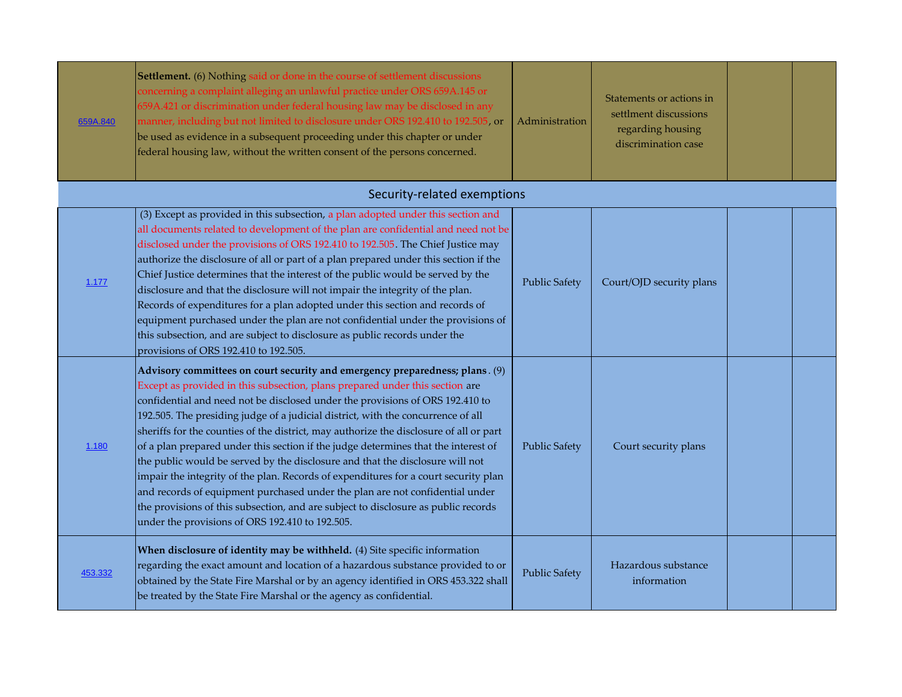| | | | | | |
|---|---|---|---|---|---|
| 659A.840 | **Settlement.** (6) Nothing said or done in the course of settlement discussions concerning a complaint alleging an unlawful practice under ORS 659A.145 or 659A.421 or discrimination under federal housing law may be disclosed in any manner, including but not limited to disclosure under ORS 192.410 to 192.505, or be used as evidence in a subsequent proceeding under this chapter or under federal housing law, without the written consent of the persons concerned. | Administration | Statements or actions in settlment discussions regarding housing discrimination case | | |
| **Security-related exemptions** | | | | | |
| 1.177 | (3) Except as provided in this subsection, a plan adopted under this section and all documents related to development of the plan are confidential and need not be disclosed under the provisions of ORS 192.410 to 192.505. The Chief Justice may authorize the disclosure of all or part of a plan prepared under this section if the Chief Justice determines that the interest of the public would be served by the disclosure and that the disclosure will not impair the integrity of the plan. Records of expenditures for a plan adopted under this section and records of equipment purchased under the plan are not confidential under the provisions of this subsection, and are subject to disclosure as public records under the provisions of ORS 192.410 to 192.505. | Public Safety | Court/OJD security plans | | |
| 1.180 | **Advisory committees on court security and emergency preparedness; plans**. (9) Except as provided in this subsection, plans prepared under this section are confidential and need not be disclosed under the provisions of ORS 192.410 to 192.505. The presiding judge of a judicial district, with the concurrence of all sheriffs for the counties of the district, may authorize the disclosure of all or part of a plan prepared under this section if the judge determines that the interest of the public would be served by the disclosure and that the disclosure will not impair the integrity of the plan. Records of expenditures for a court security plan and records of equipment purchased under the plan are not confidential under the provisions of this subsection, and are subject to disclosure as public records under the provisions of ORS 192.410 to 192.505. | Public Safety | Court security plans | | |
| 453.332 | **When disclosure of identity may be withheld.** (4) Site specific information regarding the exact amount and location of a hazardous substance provided to or obtained by the State Fire Marshal or by an agency identified in ORS 453.322 shall be treated by the State Fire Marshal or the agency as confidential. | Public Safety | Hazardous substance information | | |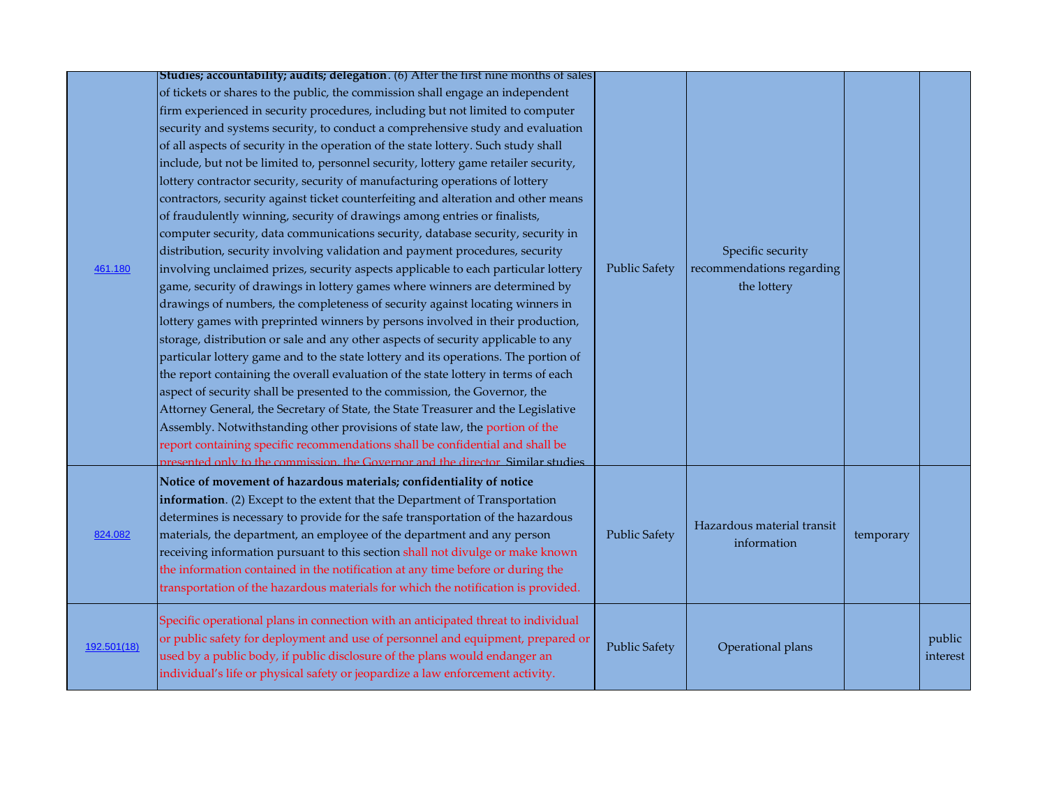| | | | | | |
|---|---|---|---|---|---|
| 461.180 | **Studies; accountability; audits; delegation**. (6) After the first nine months of sales of tickets or shares to the public, the commission shall engage an independent firm experienced in security procedures, including but not limited to computer security and systems security, to conduct a comprehensive study and evaluation of all aspects of security in the operation of the state lottery. Such study shall include, but not be limited to, personnel security, lottery game retailer security, lottery contractor security, security of manufacturing operations of lottery contractors, security against ticket counterfeiting and alteration and other means of fraudulently winning, security of drawings among entries or finalists, computer security, data communications security, database security, security in distribution, security involving validation and payment procedures, security involving unclaimed prizes, security aspects applicable to each particular lottery game, security of drawings in lottery games where winners are determined by drawings of numbers, the completeness of security against locating winners in lottery games with preprinted winners by persons involved in their production, storage, distribution or sale and any other aspects of security applicable to any particular lottery game and to the state lottery and its operations. The portion of the report containing the overall evaluation of the state lottery in terms of each aspect of security shall be presented to the commission, the Governor, the Attorney General, the Secretary of State, the State Treasurer and the Legislative Assembly. Notwithstanding other provisions of state law, the portion of the report containing specific recommendations shall be confidential and shall be presented only to the commission, the Governor and the director. Similar studies | Public Safety | Specific security recommendations regarding the lottery | | |
| 824.082 | **Notice of movement of hazardous materials; confidentiality of notice information**. (2) Except to the extent that the Department of Transportation determines is necessary to provide for the safe transportation of the hazardous materials, the department, an employee of the department and any person receiving information pursuant to this section shall not divulge or make known the information contained in the notification at any time before or during the transportation of the hazardous materials for which the notification is provided. | Public Safety | Hazardous material transit information | temporary | |
| 192.501(18) | Specific operational plans in connection with an anticipated threat to individual or public safety for deployment and use of personnel and equipment, prepared or used by a public body, if public disclosure of the plans would endanger an individual's life or physical safety or jeopardize a law enforcement activity. | Public Safety | Operational plans | | public interest |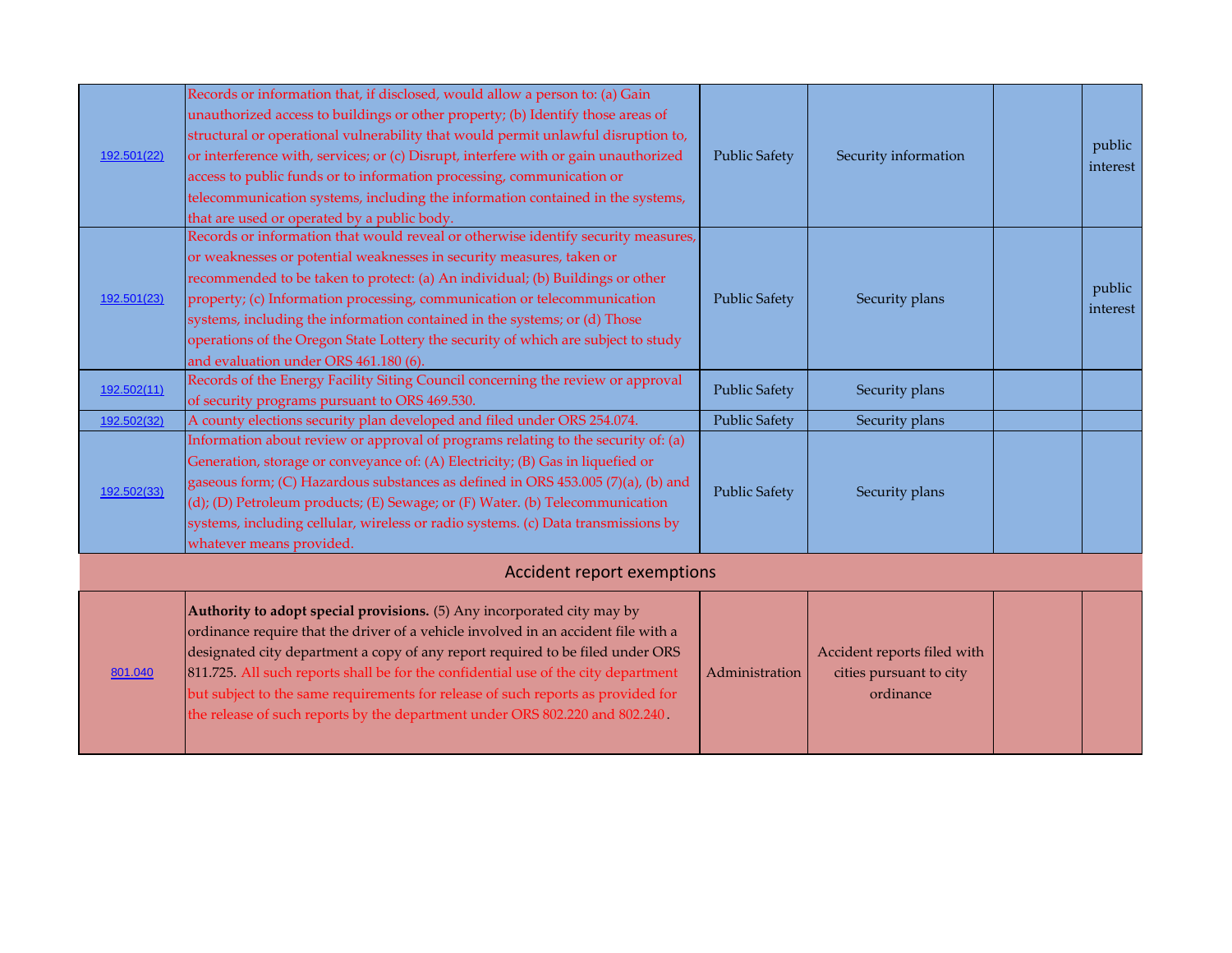| | | | | | |
|---|---|---|---|---|---|
| 192.501(22) | Records or information that, if disclosed, would allow a person to: (a) Gain unauthorized access to buildings or other property; (b) Identify those areas of structural or operational vulnerability that would permit unlawful disruption to, or interference with, services; or (c) Disrupt, interfere with or gain unauthorized access to public funds or to information processing, communication or telecommunication systems, including the information contained in the systems, that are used or operated by a public body. | Public Safety | Security information | | public interest |
| 192.501(23) | Records or information that would reveal or otherwise identify security measures, or weaknesses or potential weaknesses in security measures, taken or recommended to be taken to protect: (a) An individual; (b) Buildings or other property; (c) Information processing, communication or telecommunication systems, including the information contained in the systems; or (d) Those operations of the Oregon State Lottery the security of which are subject to study and evaluation under ORS 461.180 (6). | Public Safety | Security plans | | public interest |
| 192.502(11) | Records of the Energy Facility Siting Council concerning the review or approval of security programs pursuant to ORS 469.530. | Public Safety | Security plans | | |
| 192.502(32) | A county elections security plan developed and filed under ORS 254.074. | Public Safety | Security plans | | |
| 192.502(33) | Information about review or approval of programs relating to the security of: (a) Generation, storage or conveyance of: (A) Electricity; (B) Gas in liquefied or gaseous form; (C) Hazardous substances as defined in ORS 453.005 (7)(a), (b) and (d); (D) Petroleum products; (E) Sewage; or (F) Water. (b) Telecommunication systems, including cellular, wireless or radio systems. (c) Data transmissions by whatever means provided. | Public Safety | Security plans | | |
| **Accident report exemptions** | | | | | |
| 801.040 | **Authority to adopt special provisions.** (5) Any incorporated city may by ordinance require that the driver of a vehicle involved in an accident file with a designated city department a copy of any report required to be filed under ORS 811.725. All such reports shall be for the confidential use of the city department but subject to the same requirements for release of such reports as provided for the release of such reports by the department under ORS 802.220 and 802.240. | Administration | Accident reports filed with cities pursuant to city ordinance | | |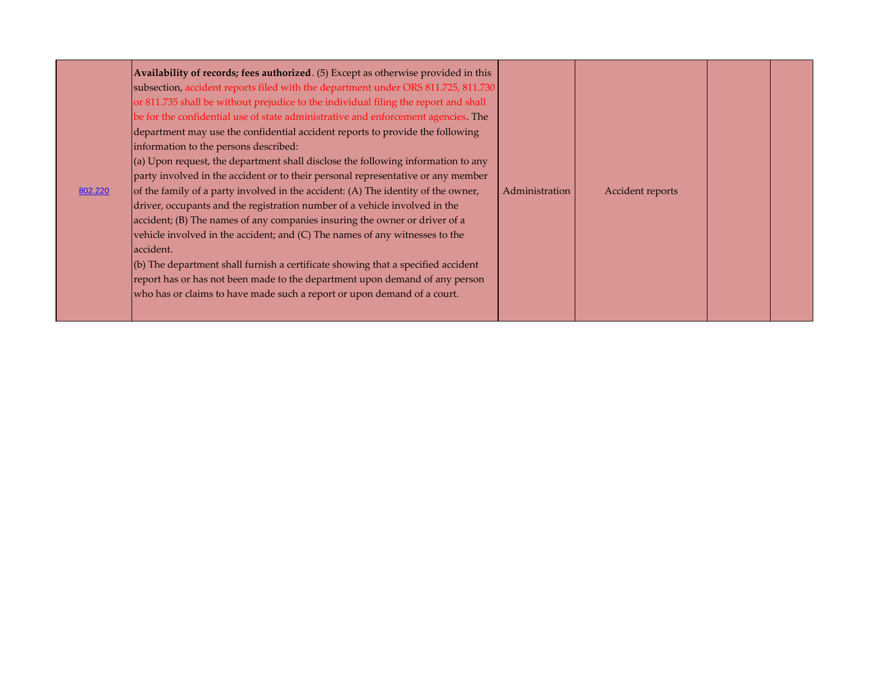| 802.220 | **Availability of records; fees authorized**. (5) Except as otherwise provided in this subsection, accident reports filed with the department under ORS 811.725, 811.730 or 811.735 shall be without prejudice to the individual filing the report and shall be for the confidential use of state administrative and enforcement agencies. The department may use the confidential accident reports to provide the following information to the persons described:<br>(a) Upon request, the department shall disclose the following information to any party involved in the accident or to their personal representative or any member of the family of a party involved in the accident: (A) The identity of the owner, driver, occupants and the registration number of a vehicle involved in the accident; (B) The names of any companies insuring the owner or driver of a vehicle involved in the accident; and (C) The names of any witnesses to the accident.<br>(b) The department shall furnish a certificate showing that a specified accident report has or has not been made to the department upon demand of any person who has or claims to have made such a report or upon demand of a court. | Administration | Accident reports | | |
|---|---|---|---|---|---|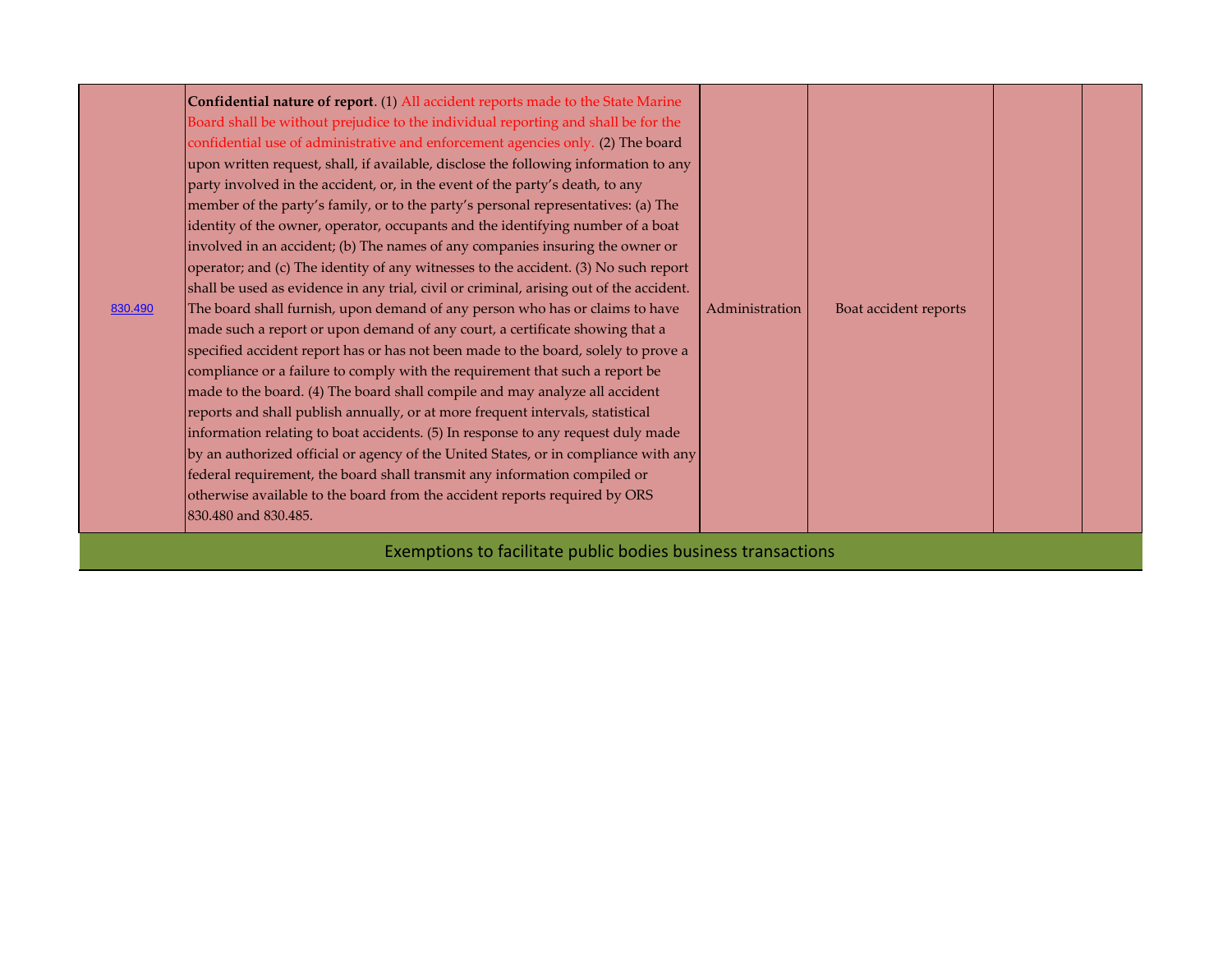| | | | | | |
|---|---|---|---|---|---|
| 830.490 | **Confidential nature of report**. (1) All accident reports made to the State Marine Board shall be without prejudice to the individual reporting and shall be for the confidential use of administrative and enforcement agencies only. (2) The board upon written request, shall, if available, disclose the following information to any party involved in the accident, or, in the event of the party's death, to any member of the party's family, or to the party's personal representatives: (a) The identity of the owner, operator, occupants and the identifying number of a boat involved in an accident; (b) The names of any companies insuring the owner or operator; and (c) The identity of any witnesses to the accident. (3) No such report shall be used as evidence in any trial, civil or criminal, arising out of the accident. The board shall furnish, upon demand of any person who has or claims to have made such a report or upon demand of any court, a certificate showing that a specified accident report has or has not been made to the board, solely to prove a compliance or a failure to comply with the requirement that such a report be made to the board. (4) The board shall compile and may analyze all accident reports and shall publish annually, or at more frequent intervals, statistical information relating to boat accidents. (5) In response to any request duly made by an authorized official or agency of the United States, or in compliance with any federal requirement, the board shall transmit any information compiled or otherwise available to the board from the accident reports required by ORS 830.480 and 830.485. | Administration | Boat accident reports | | |
| Exemptions to facilitate public bodies business transactions | | | | | |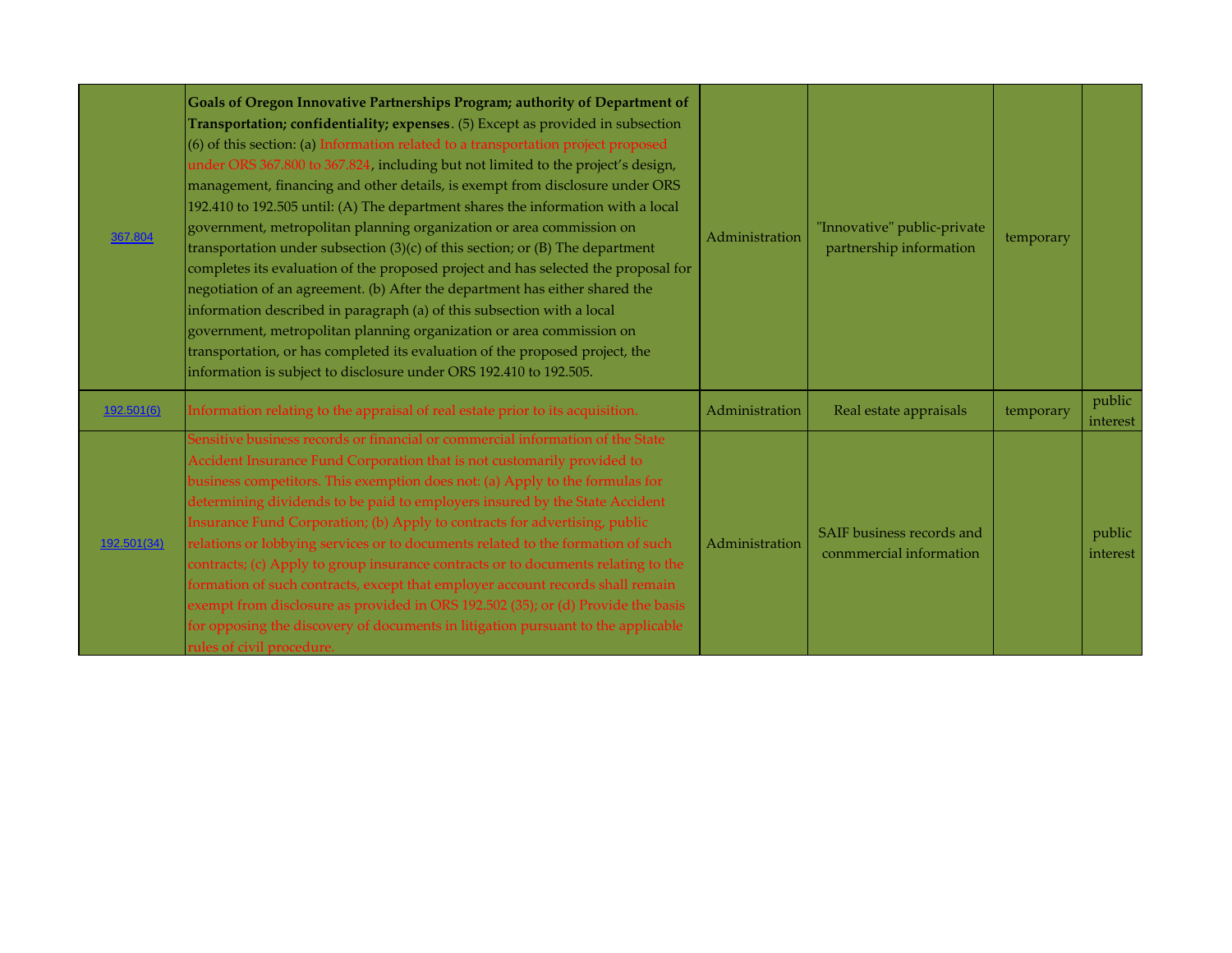| | | | | | |
|---|---|---|---|---|---|
| 367.804 | **Goals of Oregon Innovative Partnerships Program; authority of Department of Transportation; confidentiality; expenses**. (5) Except as provided in subsection (6) of this section: (a) Information related to a transportation project proposed under ORS 367.800 to 367.824, including but not limited to the project's design, management, financing and other details, is exempt from disclosure under ORS 192.410 to 192.505 until: (A) The department shares the information with a local government, metropolitan planning organization or area commission on transportation under subsection (3)(c) of this section; or (B) The department completes its evaluation of the proposed project and has selected the proposal for negotiation of an agreement. (b) After the department has either shared the information described in paragraph (a) of this subsection with a local government, metropolitan planning organization or area commission on transportation, or has completed its evaluation of the proposed project, the information is subject to disclosure under ORS 192.410 to 192.505. | Administration | "Innovative" public-private partnership information | temporary | |
| 192.501(6) | Information relating to the appraisal of real estate prior to its acquisition. | Administration | Real estate appraisals | temporary | public interest |
| 192.501(34) | Sensitive business records or financial or commercial information of the State Accident Insurance Fund Corporation that is not customarily provided to business competitors. This exemption does not: (a) Apply to the formulas for determining dividends to be paid to employers insured by the State Accident Insurance Fund Corporation; (b) Apply to contracts for advertising, public relations or lobbying services or to documents related to the formation of such contracts; (c) Apply to group insurance contracts or to documents relating to the formation of such contracts, except that employer account records shall remain exempt from disclosure as provided in ORS 192.502 (35); or (d) Provide the basis for opposing the discovery of documents in litigation pursuant to the applicable rules of civil procedure. | Administration | SAIF business records and conmmercial information | | public interest |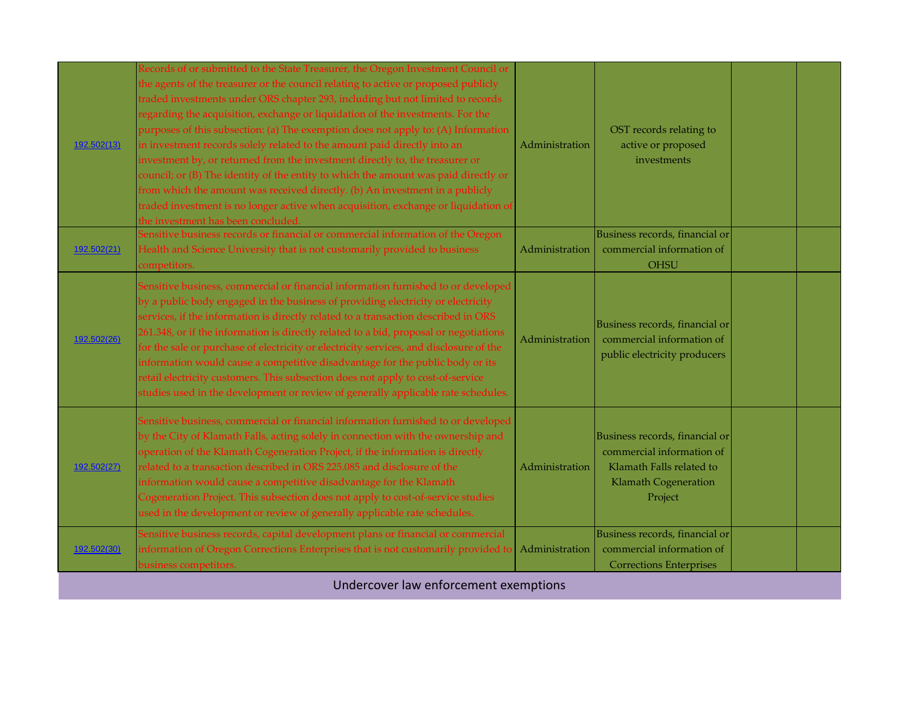| | | | | | |
|---|---|---|---|---|---|
| 192.502(13) | Records of or submitted to the State Treasurer, the Oregon Investment Council or the agents of the treasurer or the council relating to active or proposed publicly traded investments under ORS chapter 293, including but not limited to records regarding the acquisition, exchange or liquidation of the investments. For the purposes of this subsection: (a) The exemption does not apply to: (A) Information in investment records solely related to the amount paid directly into an investment by, or returned from the investment directly to, the treasurer or council; or (B) The identity of the entity to which the amount was paid directly or from which the amount was received directly. (b) An investment in a publicly traded investment is no longer active when acquisition, exchange or liquidation of the investment has been concluded. | Administration | OST records relating to active or proposed investments | | |
| 192.502(21) | Sensitive business records or financial or commercial information of the Oregon Health and Science University that is not customarily provided to business competitors. | Administration | Business records, financial or commercial information of OHSU | | |
| 192.502(26) | Sensitive business, commercial or financial information furnished to or developed by a public body engaged in the business of providing electricity or electricity services, if the information is directly related to a transaction described in ORS 261.348, or if the information is directly related to a bid, proposal or negotiations for the sale or purchase of electricity or electricity services, and disclosure of the information would cause a competitive disadvantage for the public body or its retail electricity customers. This subsection does not apply to cost-of-service studies used in the development or review of generally applicable rate schedules. | Administration | Business records, financial or commercial information of public electricity producers | | |
| 192.502(27) | Sensitive business, commercial or financial information furnished to or developed by the City of Klamath Falls, acting solely in connection with the ownership and operation of the Klamath Cogeneration Project, if the information is directly related to a transaction described in ORS 225.085 and disclosure of the information would cause a competitive disadvantage for the Klamath Cogeneration Project. This subsection does not apply to cost-of-service studies used in the development or review of generally applicable rate schedules. | Administration | Business records, financial or commercial information of Klamath Falls related to Klamath Cogeneration Project | | |
| 192.502(30) | Sensitive business records, capital development plans or financial or commercial information of Oregon Corrections Enterprises that is not customarily provided to business competitors. | Administration | Business records, financial or commercial information of Corrections Enterprises | | |

## Undercover law enforcement exemptions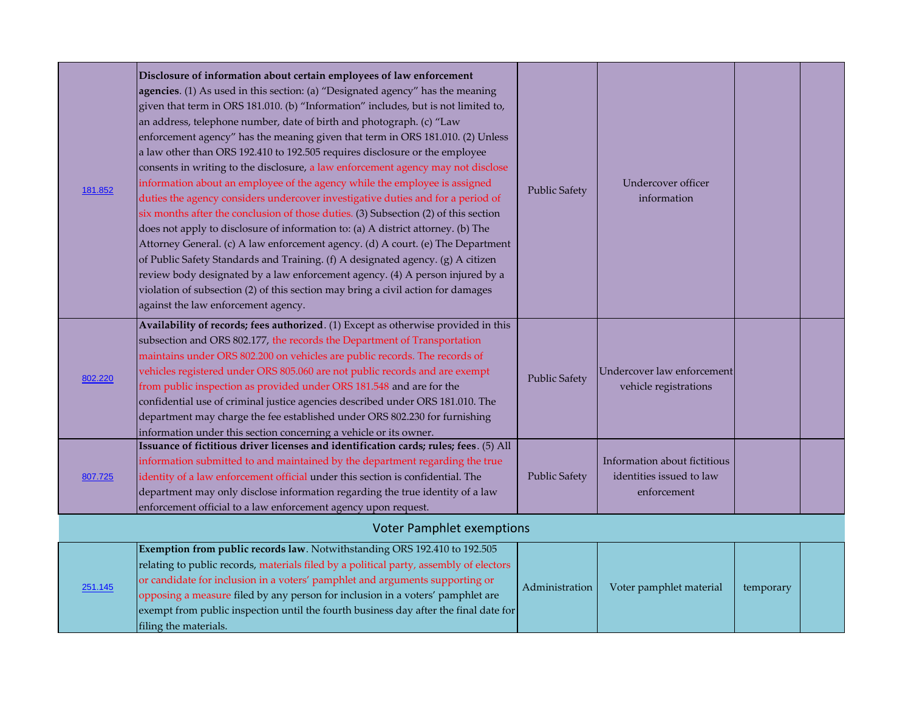| | | | | | |
|---|---|---|---|---|---|
| 181.852 | **Disclosure of information about certain employees of law enforcement agencies**. (1) As used in this section: (a) "Designated agency" has the meaning given that term in ORS 181.010. (b) "Information" includes, but is not limited to, an address, telephone number, date of birth and photograph. (c) "Law enforcement agency" has the meaning given that term in ORS 181.010. (2) Unless a law other than ORS 192.410 to 192.505 requires disclosure or the employee consents in writing to the disclosure, a law enforcement agency may not disclose information about an employee of the agency while the employee is assigned duties the agency considers undercover investigative duties and for a period of six months after the conclusion of those duties. (3) Subsection (2) of this section does not apply to disclosure of information to: (a) A district attorney. (b) The Attorney General. (c) A law enforcement agency. (d) A court. (e) The Department of Public Safety Standards and Training. (f) A designated agency. (g) A citizen review body designated by a law enforcement agency. (4) A person injured by a violation of subsection (2) of this section may bring a civil action for damages against the law enforcement agency. | Public Safety | Undercover officer information | | |
| 802.220 | **Availability of records; fees authorized**. (1) Except as otherwise provided in this subsection and ORS 802.177, the records the Department of Transportation maintains under ORS 802.200 on vehicles are public records. The records of vehicles registered under ORS 805.060 are not public records and are exempt from public inspection as provided under ORS 181.548 and are for the confidential use of criminal justice agencies described under ORS 181.010. The department may charge the fee established under ORS 802.230 for furnishing information under this section concerning a vehicle or its owner. | Public Safety | Undercover law enforcement vehicle registrations | | |
| 807.725 | **Issuance of fictitious driver licenses and identification cards; rules; fees**. (5) All information submitted to and maintained by the department regarding the true identity of a law enforcement official under this section is confidential. The department may only disclose information regarding the true identity of a law enforcement official to a law enforcement agency upon request. | Public Safety | Information about fictitious identities issued to law enforcement | | |
| **Voter Pamphlet exemptions** | | | | | |
| 251.145 | **Exemption from public records law**. Notwithstanding ORS 192.410 to 192.505 relating to public records, materials filed by a political party, assembly of electors or candidate for inclusion in a voters' pamphlet and arguments supporting or opposing a measure filed by any person for inclusion in a voters' pamphlet are exempt from public inspection until the fourth business day after the final date for filing the materials. | Administration | Voter pamphlet material | temporary | |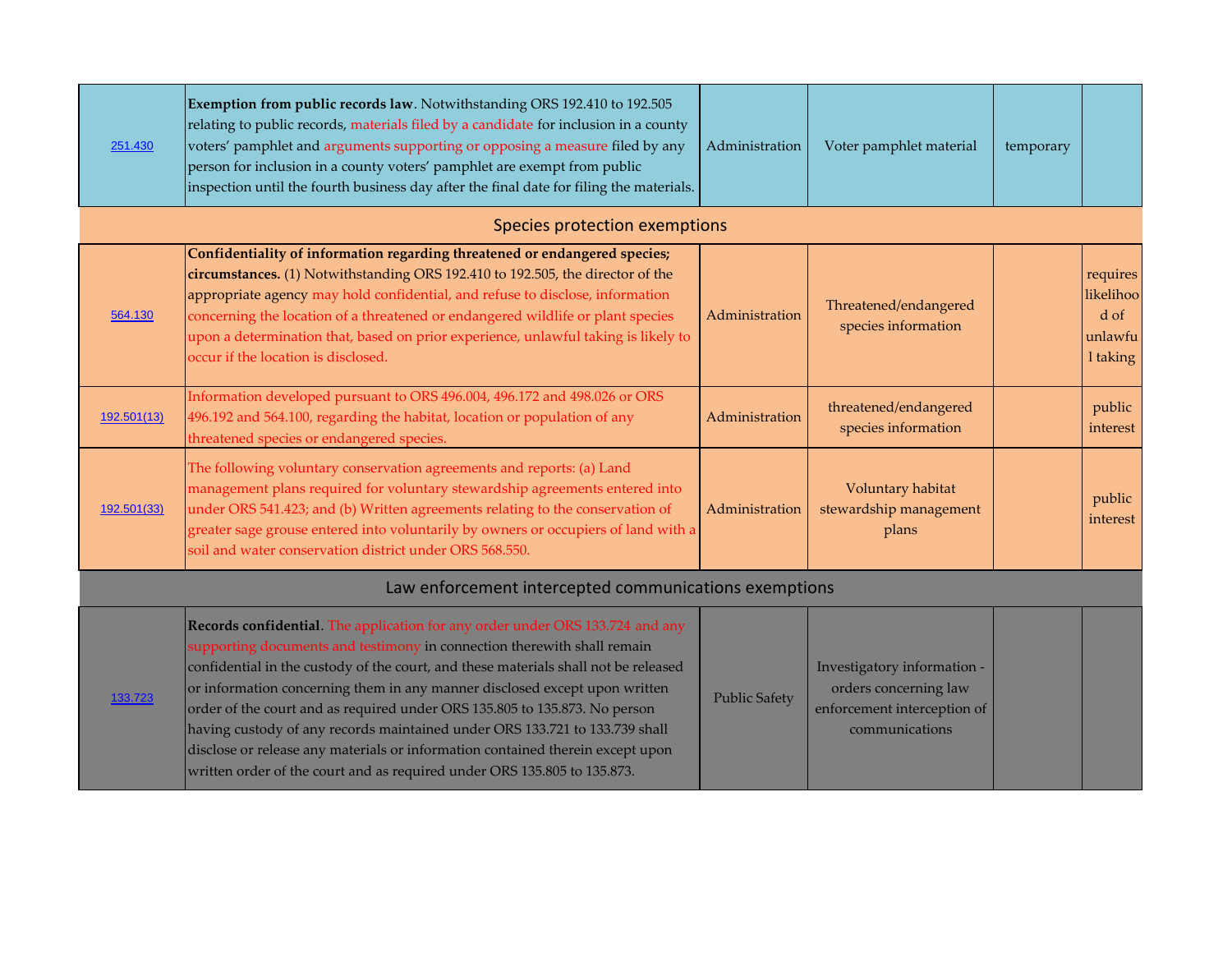| | | | | | |
|---|---|---|---|---|---|
| 251.430 | **Exemption from public records law**. Notwithstanding ORS 192.410 to 192.505 relating to public records, materials filed by a candidate for inclusion in a county voters' pamphlet and arguments supporting or opposing a measure filed by any person for inclusion in a county voters' pamphlet are exempt from public inspection until the fourth business day after the final date for filing the materials. | Administration | Voter pamphlet material | temporary | |
| **Species protection exemptions** | | | | | |
| 564.130 | **Confidentiality of information regarding threatened or endangered species; circumstances.** (1) Notwithstanding ORS 192.410 to 192.505, the director of the appropriate agency may hold confidential, and refuse to disclose, information concerning the location of a threatened or endangered wildlife or plant species upon a determination that, based on prior experience, unlawful taking is likely to occur if the location is disclosed. | Administration | Threatened/endangered species information | | requires likelihood of unlawful taking |
| 192.501(13) | Information developed pursuant to ORS 496.004, 496.172 and 498.026 or ORS 496.192 and 564.100, regarding the habitat, location or population of any threatened species or endangered species. | Administration | threatened/endangered species information | | public interest |
| 192.501(33) | The following voluntary conservation agreements and reports: (a) Land management plans required for voluntary stewardship agreements entered into under ORS 541.423; and (b) Written agreements relating to the conservation of greater sage grouse entered into voluntarily by owners or occupiers of land with a soil and water conservation district under ORS 568.550. | Administration | Voluntary habitat stewardship management plans | | public interest |
| **Law enforcement intercepted communications exemptions** | | | | | |
| 133.723 | **Records confidential**. The application for any order under ORS 133.724 and any supporting documents and testimony in connection therewith shall remain confidential in the custody of the court, and these materials shall not be released or information concerning them in any manner disclosed except upon written order of the court and as required under ORS 135.805 to 135.873. No person having custody of any records maintained under ORS 133.721 to 133.739 shall disclose or release any materials or information contained therein except upon written order of the court and as required under ORS 135.805 to 135.873. | Public Safety | Investigatory information - orders concerning law enforcement interception of communications | | |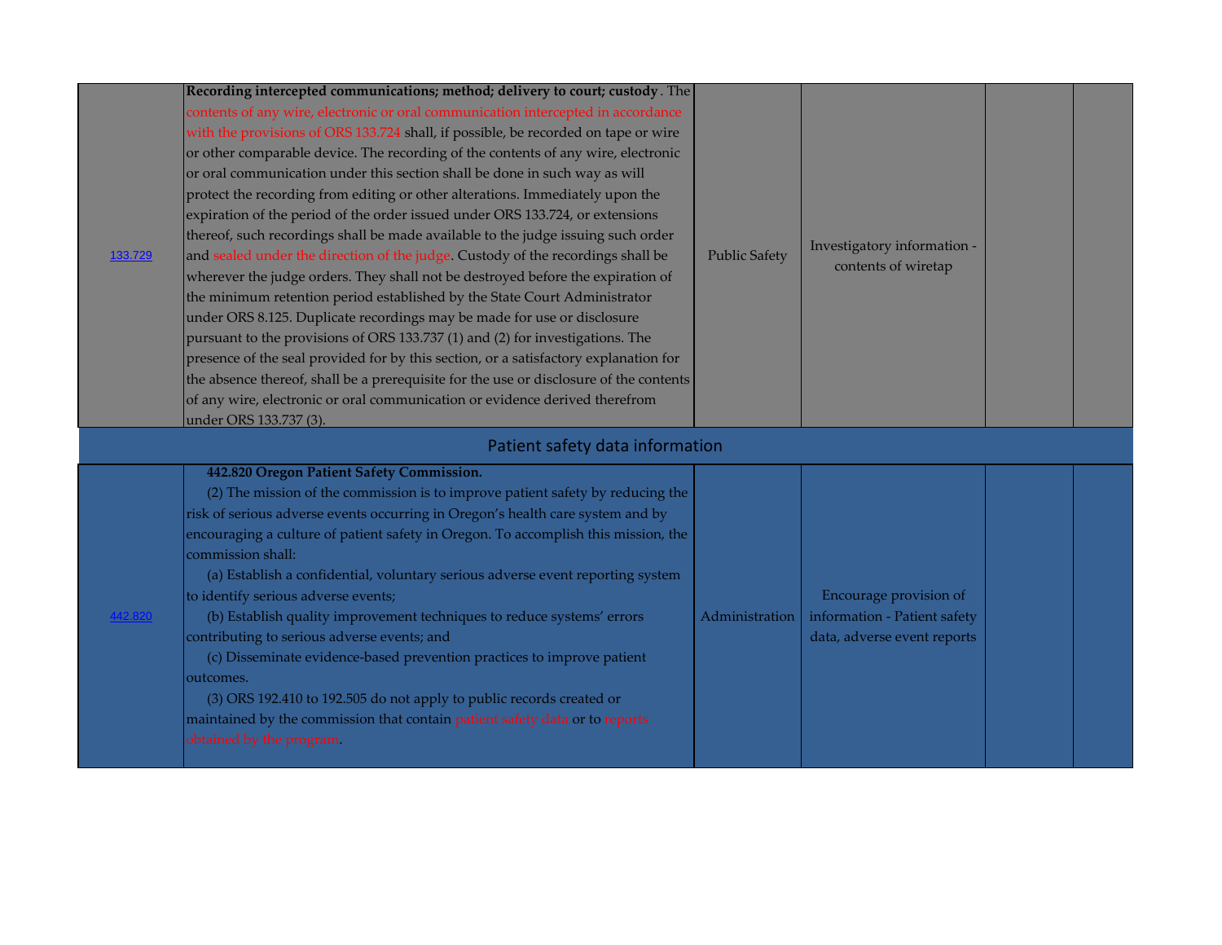| | | | | | |
|---|---|---|---|---|---|
| 133.729 | **Recording intercepted communications; method; delivery to court; custody** . The contents of any wire, electronic or oral communication intercepted in accordance with the provisions of ORS 133.724 shall, if possible, be recorded on tape or wire or other comparable device. The recording of the contents of any wire, electronic or oral communication under this section shall be done in such way as will protect the recording from editing or other alterations. Immediately upon the expiration of the period of the order issued under ORS 133.724, or extensions thereof, such recordings shall be made available to the judge issuing such order and sealed under the direction of the judge. Custody of the recordings shall be wherever the judge orders. They shall not be destroyed before the expiration of the minimum retention period established by the State Court Administrator under ORS 8.125. Duplicate recordings may be made for use or disclosure pursuant to the provisions of ORS 133.737 (1) and (2) for investigations. The presence of the seal provided for by this section, or a satisfactory explanation for the absence thereof, shall be a prerequisite for the use or disclosure of the contents of any wire, electronic or oral communication or evidence derived therefrom under ORS 133.737 (3). | Public Safety | Investigatory information - contents of wiretap | | |
| **Patient safety data information** | | | | | |
| 442.820 | **442.820 Oregon Patient Safety Commission.** (2) The mission of the commission is to improve patient safety by reducing the risk of serious adverse events occurring in Oregon's health care system and by encouraging a culture of patient safety in Oregon. To accomplish this mission, the commission shall: (a) Establish a confidential, voluntary serious adverse event reporting system to identify serious adverse events; (b) Establish quality improvement techniques to reduce systems' errors contributing to serious adverse events; and (c) Disseminate evidence-based prevention practices to improve patient outcomes. (3) ORS 192.410 to 192.505 do not apply to public records created or maintained by the commission that contain patient safety data or to reports obtained by the program. | Administration | Encourage provision of information - Patient safety data, adverse event reports | | |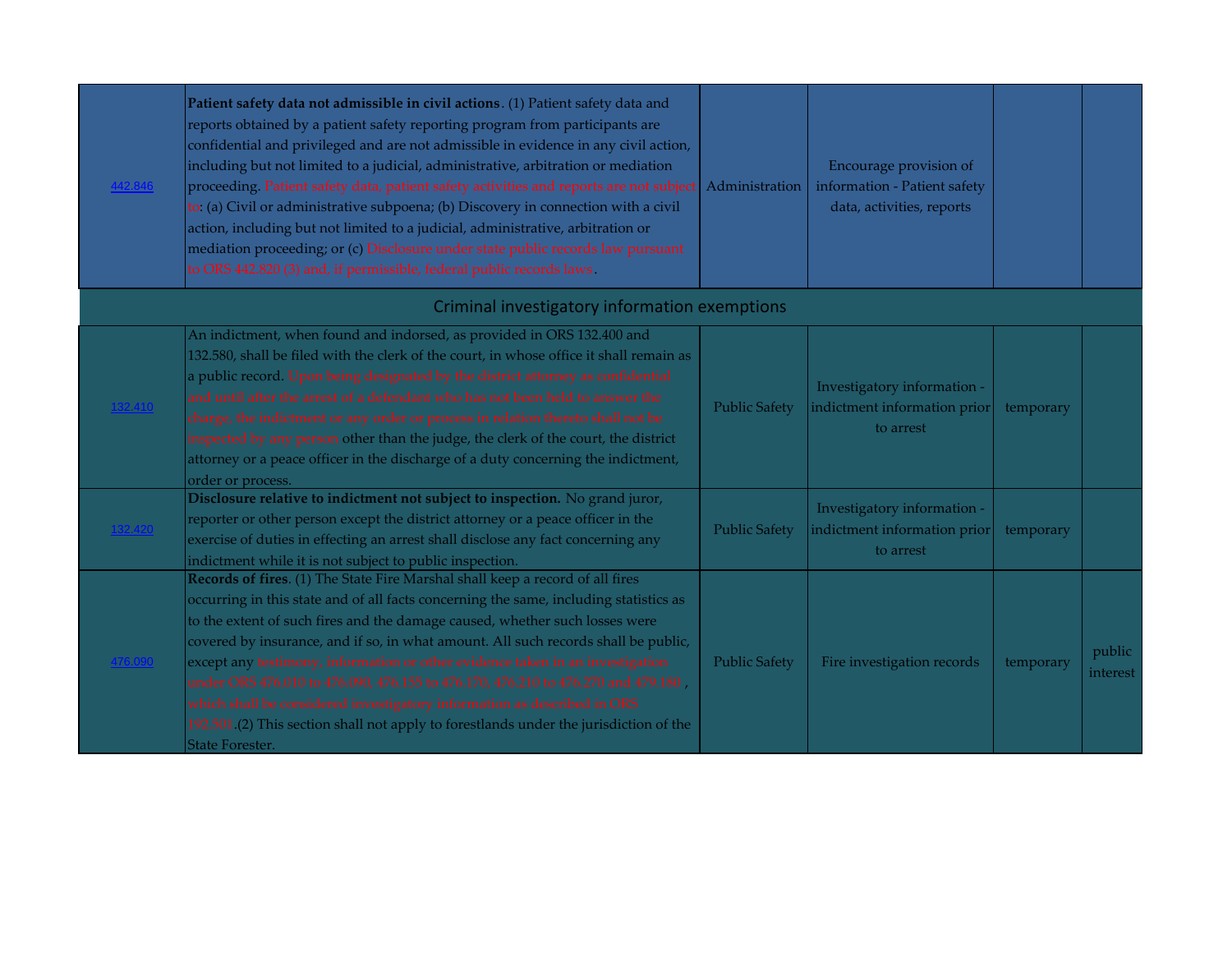| | | | | | |
|---|---|---|---|---|---|
| 442.846 | **Patient safety data not admissible in civil actions**. (1) Patient safety data and reports obtained by a patient safety reporting program from participants are confidential and privileged and are not admissible in evidence in any civil action, including but not limited to a judicial, administrative, arbitration or mediation proceeding. Patient safety data, patient safety activities and reports are not subject to: (a) Civil or administrative subpoena; (b) Discovery in connection with a civil action, including but not limited to a judicial, administrative, arbitration or mediation proceeding; or (c) Disclosure under state public records law pursuant to ORS 192.820 (3) and, if permissible, federal public records laws. | Administration | Encourage provision of information - Patient safety data, activities, reports | | |
| **Criminal investigatory information exemptions** | | | | | |
| 132.410 | An indictment, when found and indorsed, as provided in ORS 132.400 and 132.580, shall be filed with the clerk of the court, in whose office it shall remain as a public record. Upon being designated by the district attorney as confidential and until after the arrest of a defendant who has not been held to answer the charge, the indictment or any order or process in relation thereto shall not be inspected by any person other than the judge, the clerk of the court, the district attorney or a peace officer in the discharge of a duty concerning the indictment, order or process. | Public Safety | Investigatory information - indictment information prior to arrest | temporary | |
| 132.420 | **Disclosure relative to indictment not subject to inspection.** No grand juror, reporter or other person except the district attorney or a peace officer in the exercise of duties in effecting an arrest shall disclose any fact concerning any indictment while it is not subject to public inspection. | Public Safety | Investigatory information - indictment information prior to arrest | temporary | |
| 476.090 | **Records of fires**. (1) The State Fire Marshal shall keep a record of all fires occurring in this state and of all facts concerning the same, including statistics as to the extent of such fires and the damage caused, whether such losses were covered by insurance, and if so, in what amount. All such records shall be public, except any testimony, information or other evidence taken in an investigation under ORS 476.010 to 476.090, 476.155 to 476.170, 476.210 to 476.270 and 479.180 , which shall be considered investigatory information as described in ORS 192.501.(2) This section shall not apply to forestlands under the jurisdiction of the State Forester. | Public Safety | Fire investigation records | temporary | public interest |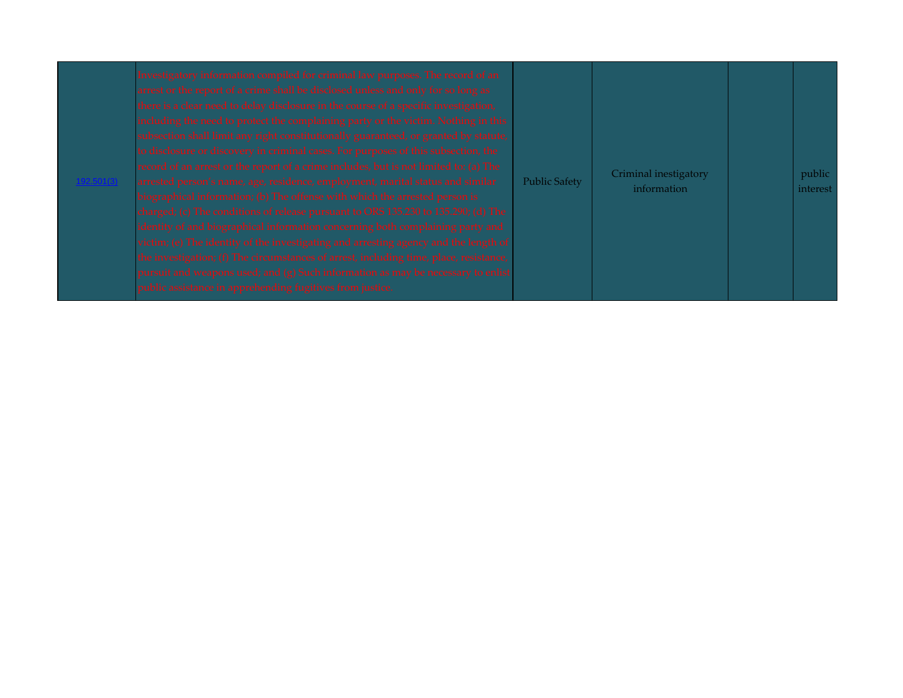| | | | | | |
|---|---|---|---|---|---|
| 192.501(3) | Investigatory information compiled for criminal law purposes. The record of an arrest or the report of a crime shall be disclosed unless and only for so long as there is a clear need to delay disclosure in the course of a specific investigation, including the need to protect the complaining party or the victim. Nothing in this subsection shall limit any right constitutionally guaranteed, or granted by statute, to disclosure or discovery in criminal cases. For purposes of this subsection, the record of an arrest or the report of a crime includes, but is not limited to: (a) The arrested person's name, age, residence, employment, marital status and similar biographical information; (b) The offense with which the arrested person is charged; (c) The conditions of release pursuant to ORS 135.230 to 135.290; (d) The identity of and biographical information concerning both complaining party and victim; (e) The identity of the investigating and arresting agency and the length of the investigation; (f) The circumstances of arrest, including time, place, resistance, pursuit and weapons used; and (g) Such information as may be necessary to enlist public assistance in apprehending fugitives from justice. | Public Safety | Criminal inestigatory information | | public interest |